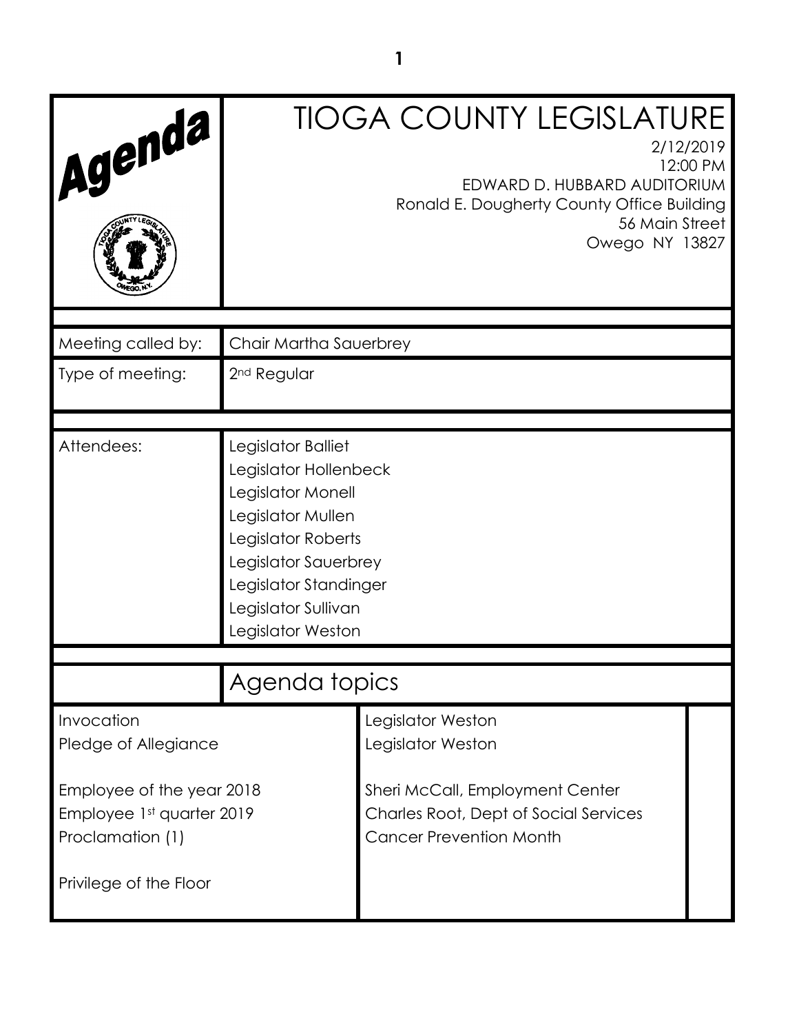# Agenda

# TIOGA COUNTY LEGISLATURE

2/12/2019
12:00 PM
EDWARD D. HUBBARD AUDITORIUM
Ronald E. Dougherty County Office Building
56 Main Street
Owego NY 13827

| | |
|---|---|
| Meeting called by: | Chair Martha Sauerbrey |
| Type of meeting: | 2nd Regular |

| | |
|---|---|
| Attendees: | Legislator Balliet<br>Legislator Hollenbeck<br>Legislator Monell<br>Legislator Mullen<br>Legislator Roberts<br>Legislator Sauerbrey<br>Legislator Standinger<br>Legislator Sullivan<br>Legislator Weston |

## Agenda topics

| | |
|---|---|
| Invocation | Legislator Weston |
| Pledge of Allegiance | Legislator Weston |
| Employee of the year 2018 | Sheri McCall, Employment Center |
| Employee 1st quarter 2019 | Charles Root, Dept of Social Services |
| Proclamation (1) | Cancer Prevention Month |
| Privilege of the Floor | |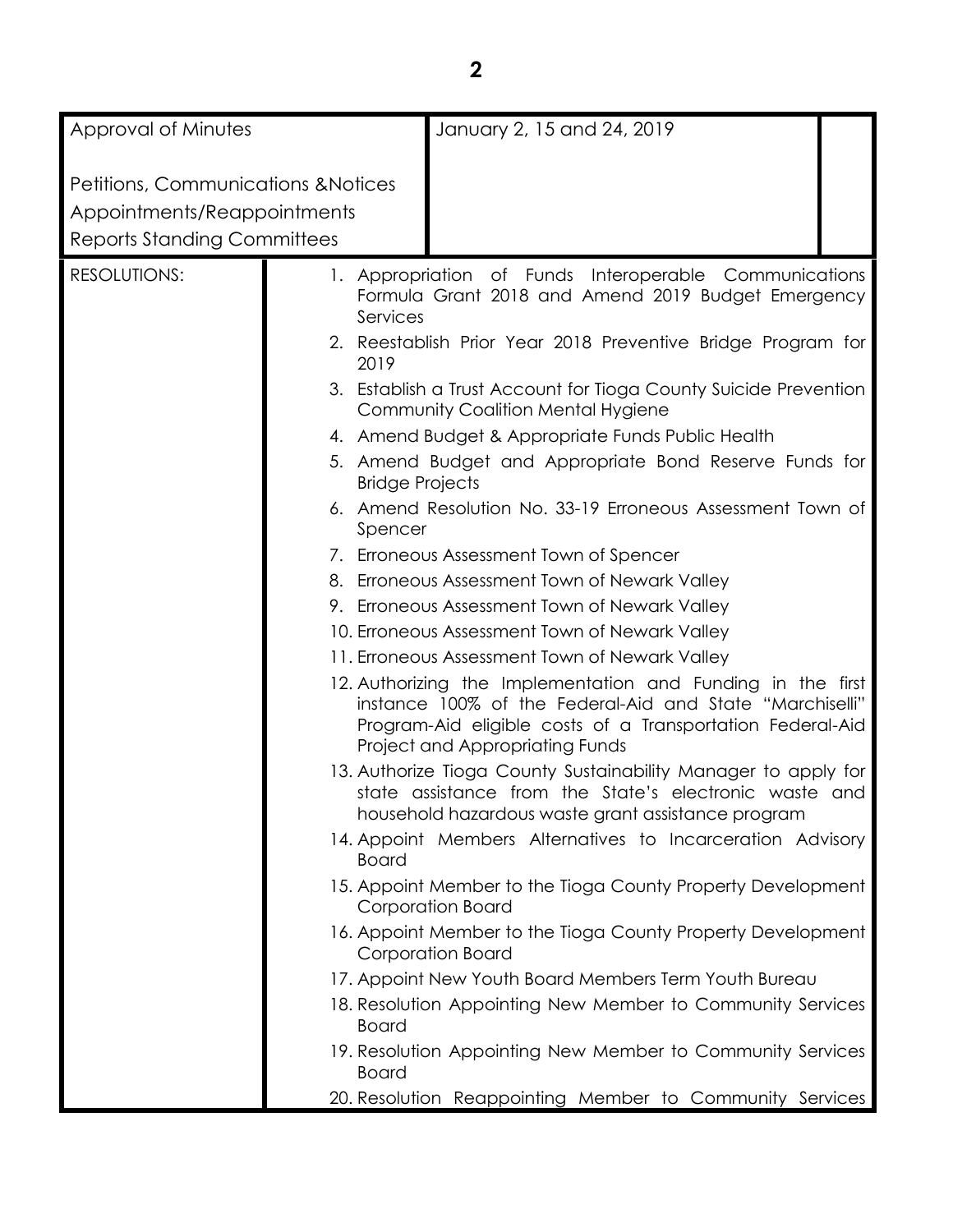| Approval of Minutes | | January 2, 15 and 24, 2019 | |
|---|---|---|---|
| Petitions, Communications &Notices | | | |
| Appointments/Reappointments | | | |
| Reports Standing Committees | | | |

RESOLUTIONS:

1. Appropriation of Funds Interoperable Communications Formula Grant 2018 and Amend 2019 Budget Emergency Services
2. Reestablish Prior Year 2018 Preventive Bridge Program for 2019
3. Establish a Trust Account for Tioga County Suicide Prevention Community Coalition Mental Hygiene
4. Amend Budget & Appropriate Funds Public Health
5. Amend Budget and Appropriate Bond Reserve Funds for Bridge Projects
6. Amend Resolution No. 33-19 Erroneous Assessment Town of Spencer
7. Erroneous Assessment Town of Spencer
8. Erroneous Assessment Town of Newark Valley
9. Erroneous Assessment Town of Newark Valley
10. Erroneous Assessment Town of Newark Valley
11. Erroneous Assessment Town of Newark Valley
12. Authorizing the Implementation and Funding in the first instance 100% of the Federal-Aid and State "Marchiselli" Program-Aid eligible costs of a Transportation Federal-Aid Project and Appropriating Funds
13. Authorize Tioga County Sustainability Manager to apply for state assistance from the State's electronic waste and household hazardous waste grant assistance program
14. Appoint Members Alternatives to Incarceration Advisory Board
15. Appoint Member to the Tioga County Property Development Corporation Board
16. Appoint Member to the Tioga County Property Development Corporation Board
17. Appoint New Youth Board Members Term Youth Bureau
18. Resolution Appointing New Member to Community Services Board
19. Resolution Appointing New Member to Community Services Board
20. Resolution Reappointing Member to Community Services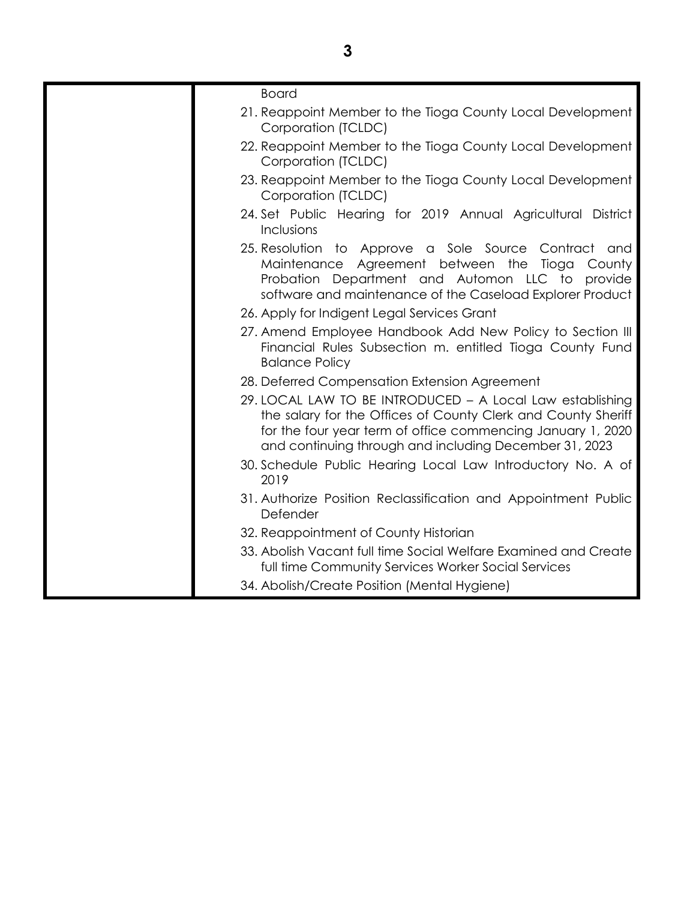| | |
|---|---|
| | Board<br>21. Reappoint Member to the Tioga County Local Development Corporation (TCLDC)<br>22. Reappoint Member to the Tioga County Local Development Corporation (TCLDC)<br>23. Reappoint Member to the Tioga County Local Development Corporation (TCLDC)<br>24. Set Public Hearing for 2019 Annual Agricultural District Inclusions<br>25. Resolution to Approve a Sole Source Contract and Maintenance Agreement between the Tioga County Probation Department and Automon LLC to provide software and maintenance of the Caseload Explorer Product<br>26. Apply for Indigent Legal Services Grant<br>27. Amend Employee Handbook Add New Policy to Section III Financial Rules Subsection m. entitled Tioga County Fund Balance Policy<br>28. Deferred Compensation Extension Agreement<br>29. LOCAL LAW TO BE INTRODUCED – A Local Law establishing the salary for the Offices of County Clerk and County Sheriff for the four year term of office commencing January 1, 2020 and continuing through and including December 31, 2023<br>30. Schedule Public Hearing Local Law Introductory No. A of 2019<br>31. Authorize Position Reclassification and Appointment Public Defender<br>32. Reappointment of County Historian<br>33. Abolish Vacant full time Social Welfare Examined and Create full time Community Services Worker Social Services<br>34. Abolish/Create Position (Mental Hygiene) |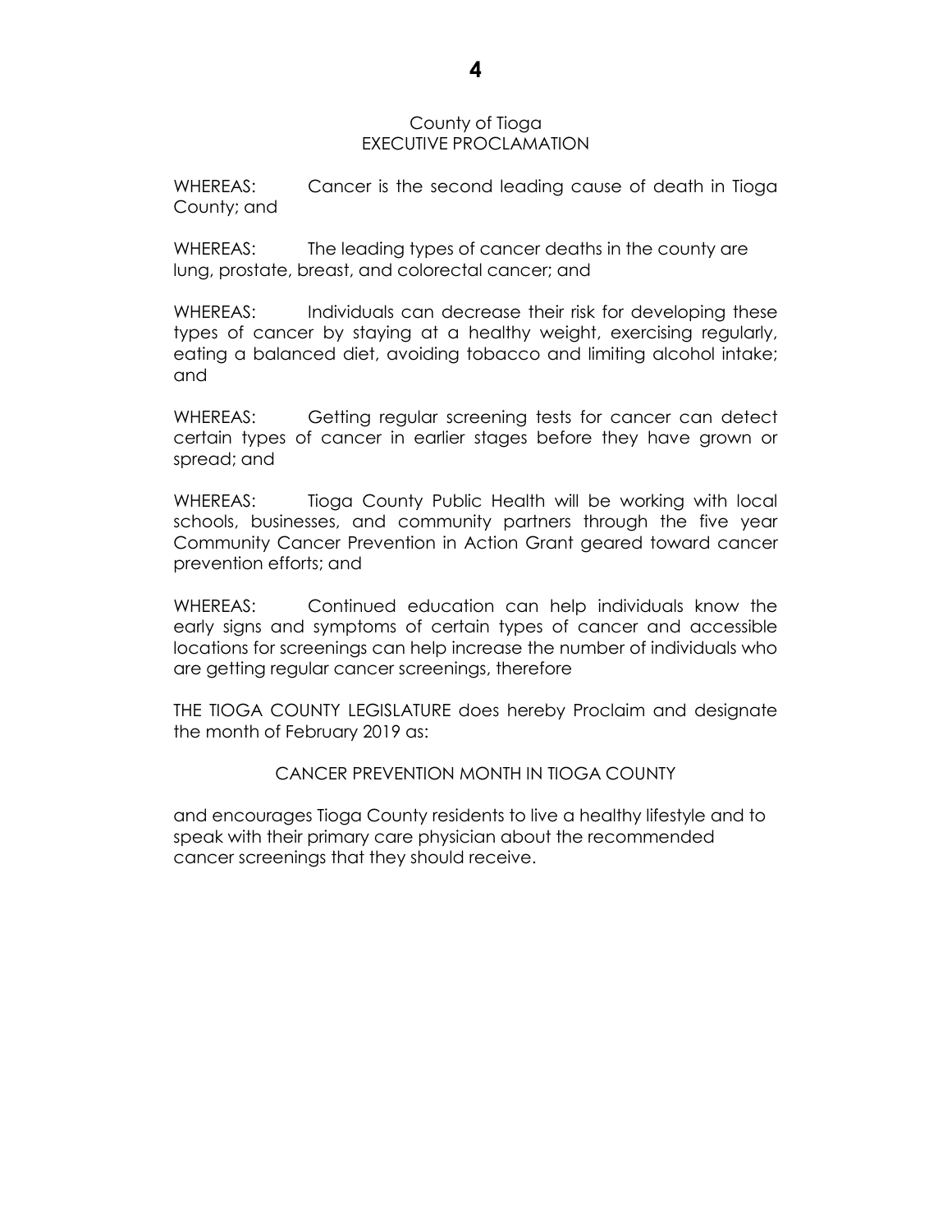County of Tioga
EXECUTIVE PROCLAMATION

WHEREAS: Cancer is the second leading cause of death in Tioga County; and

WHEREAS: The leading types of cancer deaths in the county are lung, prostate, breast, and colorectal cancer; and

WHEREAS: Individuals can decrease their risk for developing these types of cancer by staying at a healthy weight, exercising regularly, eating a balanced diet, avoiding tobacco and limiting alcohol intake; and

WHEREAS: Getting regular screening tests for cancer can detect certain types of cancer in earlier stages before they have grown or spread; and

WHEREAS: Tioga County Public Health will be working with local schools, businesses, and community partners through the five year Community Cancer Prevention in Action Grant geared toward cancer prevention efforts; and

WHEREAS: Continued education can help individuals know the early signs and symptoms of certain types of cancer and accessible locations for screenings can help increase the number of individuals who are getting regular cancer screenings, therefore

THE TIOGA COUNTY LEGISLATURE does hereby Proclaim and designate the month of February 2019 as:

CANCER PREVENTION MONTH IN TIOGA COUNTY

and encourages Tioga County residents to live a healthy lifestyle and to speak with their primary care physician about the recommended cancer screenings that they should receive.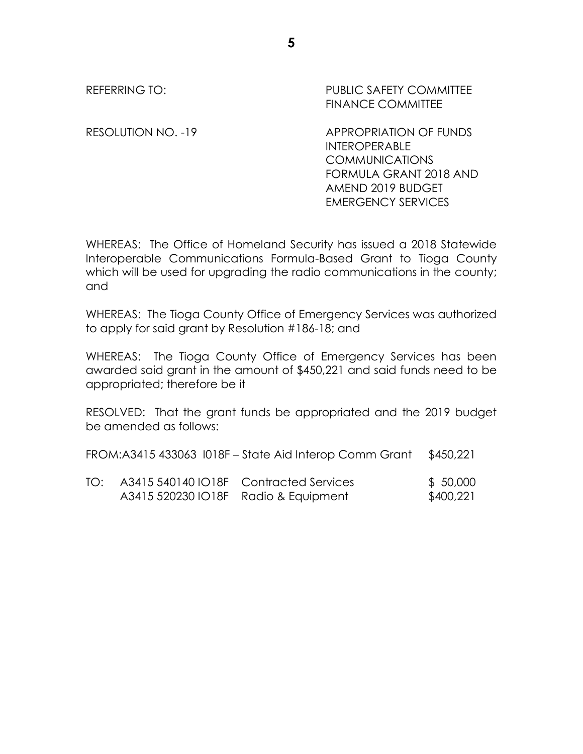REFERRING TO: PUBLIC SAFETY COMMITTEE
FINANCE COMMITTEE

RESOLUTION NO. -19 APPROPRIATION OF FUNDS
INTEROPERABLE COMMUNICATIONS FORMULA GRANT 2018 AND AMEND 2019 BUDGET
EMERGENCY SERVICES

WHEREAS: The Office of Homeland Security has issued a 2018 Statewide Interoperable Communications Formula-Based Grant to Tioga County which will be used for upgrading the radio communications in the county; and

WHEREAS: The Tioga County Office of Emergency Services was authorized to apply for said grant by Resolution #186-18; and

WHEREAS: The Tioga County Office of Emergency Services has been awarded said grant in the amount of $450,221 and said funds need to be appropriated; therefore be it

RESOLVED: That the grant funds be appropriated and the 2019 budget be amended as follows:

| | | | |
|---|---|---|---|
| FROM: | A3415 433063 I018F | State Aid Interop Comm Grant | $450,221 |
| TO: | A3415 540140 IO18F | Contracted Services | $ 50,000 |
| | A3415 520230 IO18F | Radio & Equipment | $400,221 |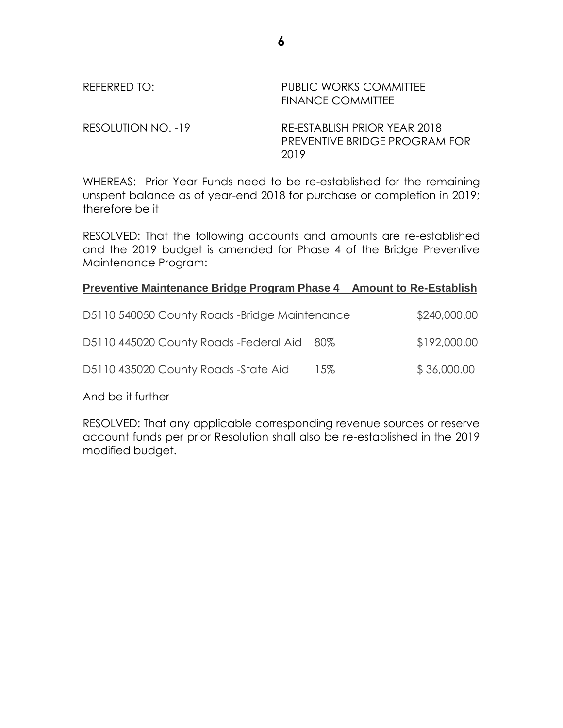REFERRED TO: PUBLIC WORKS COMMITTEE
FINANCE COMMITTEE

RESOLUTION NO. -19 RE-ESTABLISH PRIOR YEAR 2018 PREVENTIVE BRIDGE PROGRAM FOR 2019

WHEREAS: Prior Year Funds need to be re-established for the remaining unspent balance as of year-end 2018 for purchase or completion in 2019; therefore be it

RESOLVED: That the following accounts and amounts are re-established and the 2019 budget is amended for Phase 4 of the Bridge Preventive Maintenance Program:

| **Preventive Maintenance Bridge Program Phase 4** | | **Amount to Re-Establish** |
|---|---|---|
| D5110 540050 County Roads -Bridge Maintenance | | $240,000.00 |
| D5110 445020 County Roads -Federal Aid | 80% | $192,000.00 |
| D5110 435020 County Roads -State Aid | 15% | $ 36,000.00 |

And be it further

RESOLVED: That any applicable corresponding revenue sources or reserve account funds per prior Resolution shall also be re-established in the 2019 modified budget.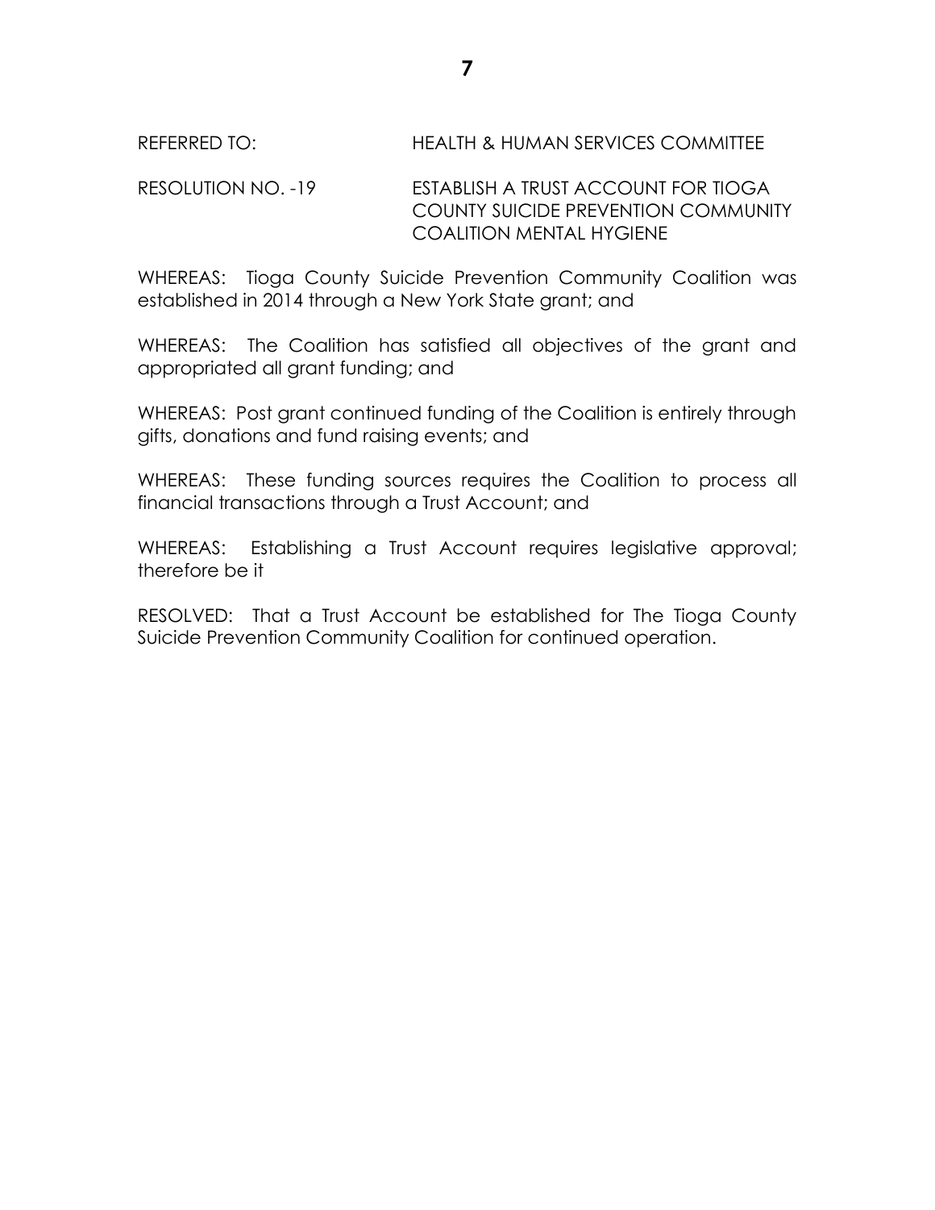REFERRED TO: HEALTH & HUMAN SERVICES COMMITTEE

RESOLUTION NO. -19 ESTABLISH A TRUST ACCOUNT FOR TIOGA COUNTY SUICIDE PREVENTION COMMUNITY COALITION MENTAL HYGIENE

WHEREAS: Tioga County Suicide Prevention Community Coalition was established in 2014 through a New York State grant; and

WHEREAS: The Coalition has satisfied all objectives of the grant and appropriated all grant funding; and

WHEREAS: Post grant continued funding of the Coalition is entirely through gifts, donations and fund raising events; and

WHEREAS: These funding sources requires the Coalition to process all financial transactions through a Trust Account; and

WHEREAS: Establishing a Trust Account requires legislative approval; therefore be it

RESOLVED: That a Trust Account be established for The Tioga County Suicide Prevention Community Coalition for continued operation.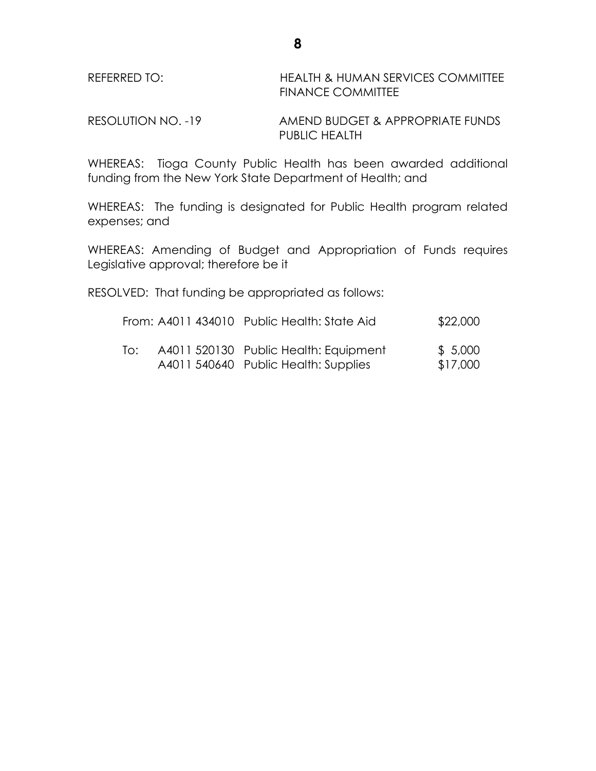REFERRED TO: HEALTH & HUMAN SERVICES COMMITTEE
FINANCE COMMITTEE

RESOLUTION NO. -19 AMEND BUDGET & APPROPRIATE FUNDS
PUBLIC HEALTH

WHEREAS: Tioga County Public Health has been awarded additional funding from the New York State Department of Health; and

WHEREAS: The funding is designated for Public Health program related expenses; and

WHEREAS: Amending of Budget and Appropriation of Funds requires Legislative approval; therefore be it

RESOLVED: That funding be appropriated as follows:

| | | | |
|---|---|---|---|
| From: | A4011 434010 | Public Health: State Aid | $22,000 |
| To: | A4011 520130 | Public Health: Equipment | $ 5,000 |
| | A4011 540640 | Public Health: Supplies | $17,000 |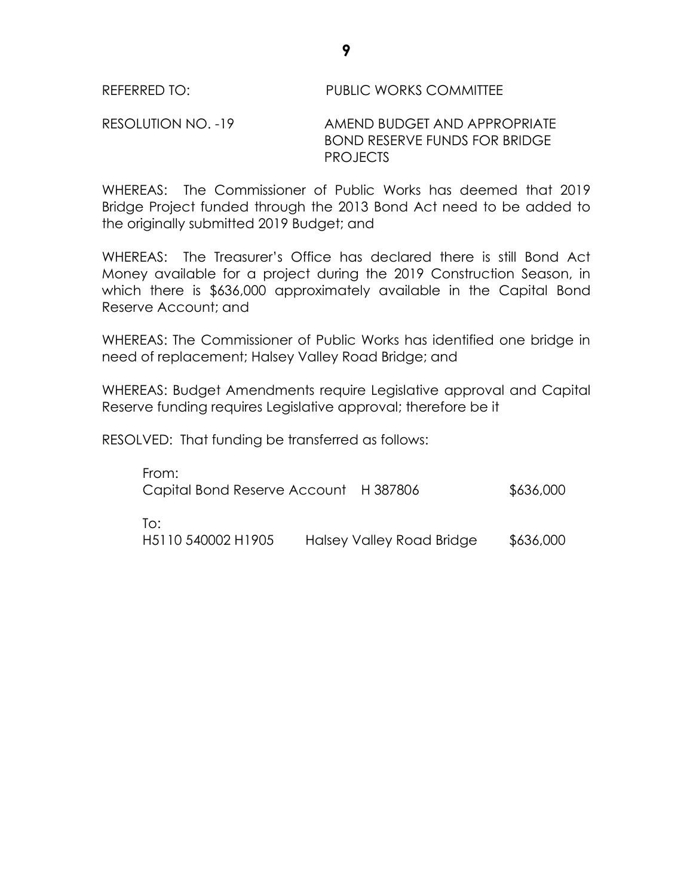REFERRED TO: PUBLIC WORKS COMMITTEE

RESOLUTION NO. -19 AMEND BUDGET AND APPROPRIATE BOND RESERVE FUNDS FOR BRIDGE PROJECTS

WHEREAS: The Commissioner of Public Works has deemed that 2019 Bridge Project funded through the 2013 Bond Act need to be added to the originally submitted 2019 Budget; and

WHEREAS: The Treasurer's Office has declared there is still Bond Act Money available for a project during the 2019 Construction Season, in which there is $636,000 approximately available in the Capital Bond Reserve Account; and

WHEREAS: The Commissioner of Public Works has identified one bridge in need of replacement; Halsey Valley Road Bridge; and

WHEREAS: Budget Amendments require Legislative approval and Capital Reserve funding requires Legislative approval; therefore be it

RESOLVED: That funding be transferred as follows:

From:
Capital Bond Reserve Account H 387806 $636,000

To:
H5110 540002 H1905 Halsey Valley Road Bridge $636,000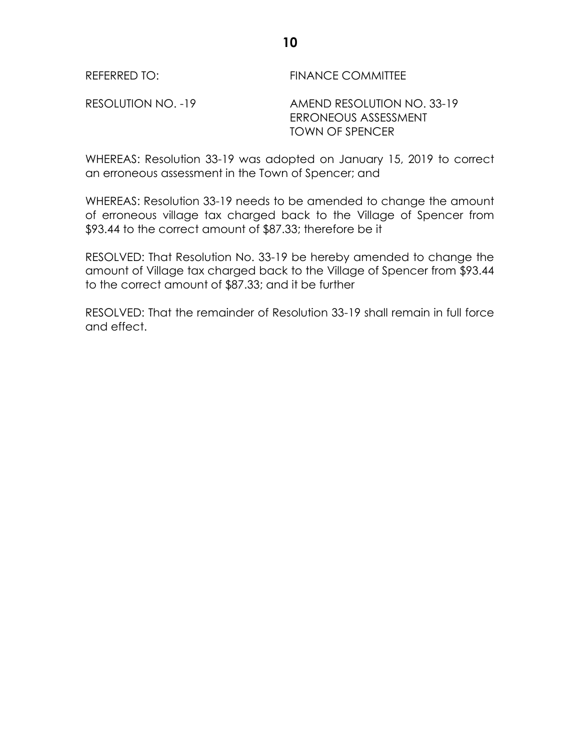REFERRED TO: FINANCE COMMITTEE

RESOLUTION NO. -19 AMEND RESOLUTION NO. 33-19
ERRONEOUS ASSESSMENT
TOWN OF SPENCER

WHEREAS: Resolution 33-19 was adopted on January 15, 2019 to correct an erroneous assessment in the Town of Spencer; and

WHEREAS: Resolution 33-19 needs to be amended to change the amount of erroneous village tax charged back to the Village of Spencer from $93.44 to the correct amount of $87.33; therefore be it

RESOLVED: That Resolution No. 33-19 be hereby amended to change the amount of Village tax charged back to the Village of Spencer from $93.44 to the correct amount of $87.33; and it be further

RESOLVED: That the remainder of Resolution 33-19 shall remain in full force and effect.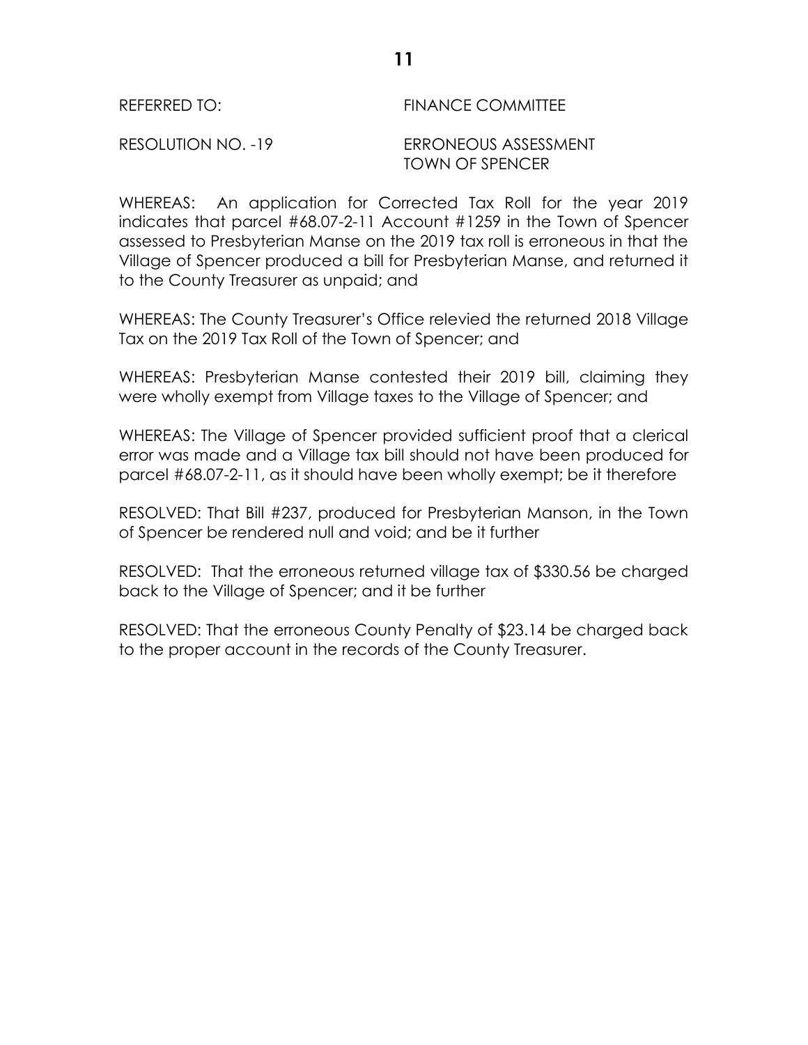REFERRED TO: FINANCE COMMITTEE

RESOLUTION NO. -19 ERRONEOUS ASSESSMENT TOWN OF SPENCER

WHEREAS: An application for Corrected Tax Roll for the year 2019 indicates that parcel #68.07-2-11 Account #1259 in the Town of Spencer assessed to Presbyterian Manse on the 2019 tax roll is erroneous in that the Village of Spencer produced a bill for Presbyterian Manse, and returned it to the County Treasurer as unpaid; and

WHEREAS: The County Treasurer's Office relevied the returned 2018 Village Tax on the 2019 Tax Roll of the Town of Spencer; and

WHEREAS: Presbyterian Manse contested their 2019 bill, claiming they were wholly exempt from Village taxes to the Village of Spencer; and

WHEREAS: The Village of Spencer provided sufficient proof that a clerical error was made and a Village tax bill should not have been produced for parcel #68.07-2-11, as it should have been wholly exempt; be it therefore

RESOLVED: That Bill #237, produced for Presbyterian Manson, in the Town of Spencer be rendered null and void; and be it further

RESOLVED: That the erroneous returned village tax of $330.56 be charged back to the Village of Spencer; and it be further

RESOLVED: That the erroneous County Penalty of $23.14 be charged back to the proper account in the records of the County Treasurer.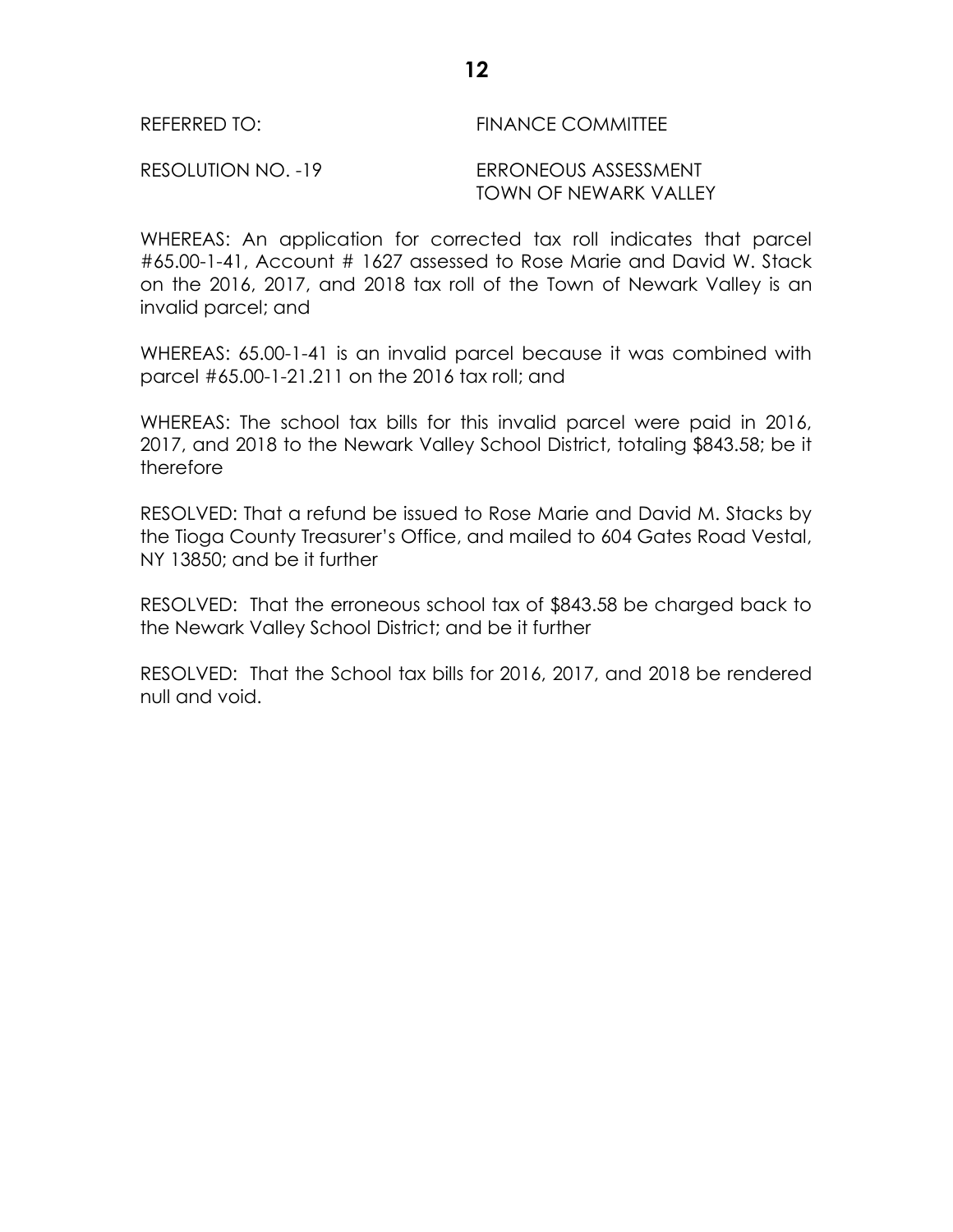REFERRED TO: FINANCE COMMITTEE

RESOLUTION NO. -19 ERRONEOUS ASSESSMENT
TOWN OF NEWARK VALLEY

WHEREAS: An application for corrected tax roll indicates that parcel #65.00-1-41, Account # 1627 assessed to Rose Marie and David W. Stack on the 2016, 2017, and 2018 tax roll of the Town of Newark Valley is an invalid parcel; and

WHEREAS: 65.00-1-41 is an invalid parcel because it was combined with parcel #65.00-1-21.211 on the 2016 tax roll; and

WHEREAS: The school tax bills for this invalid parcel were paid in 2016, 2017, and 2018 to the Newark Valley School District, totaling $843.58; be it therefore

RESOLVED: That a refund be issued to Rose Marie and David M. Stacks by the Tioga County Treasurer's Office, and mailed to 604 Gates Road Vestal, NY 13850; and be it further

RESOLVED: That the erroneous school tax of $843.58 be charged back to the Newark Valley School District; and be it further

RESOLVED: That the School tax bills for 2016, 2017, and 2018 be rendered null and void.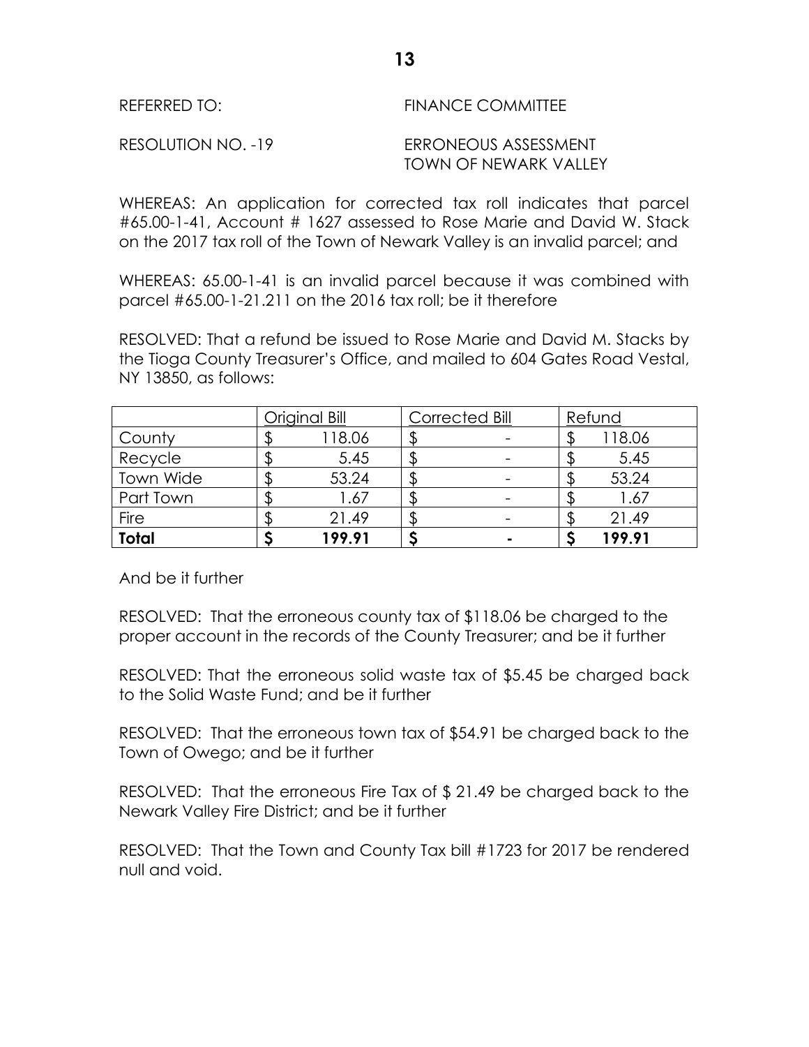REFERRED TO: FINANCE COMMITTEE

RESOLUTION NO. -19 ERRONEOUS ASSESSMENT TOWN OF NEWARK VALLEY

WHEREAS: An application for corrected tax roll indicates that parcel #65.00-1-41, Account # 1627 assessed to Rose Marie and David W. Stack on the 2017 tax roll of the Town of Newark Valley is an invalid parcel; and

WHEREAS: 65.00-1-41 is an invalid parcel because it was combined with parcel #65.00-1-21.211 on the 2016 tax roll; be it therefore

RESOLVED: That a refund be issued to Rose Marie and David M. Stacks by the Tioga County Treasurer's Office, and mailed to 604 Gates Road Vestal, NY 13850, as follows:

| | Original Bill | Corrected Bill | Refund |
|---|---|---|---|
| County | $ 118.06 | $ - | $ 118.06 |
| Recycle | $ 5.45 | $ - | $ 5.45 |
| Town Wide | $ 53.24 | $ - | $ 53.24 |
| Part Town | $ 1.67 | $ - | $ 1.67 |
| Fire | $ 21.49 | $ - | $ 21.49 |
| **Total** | **$ 199.91** | **$ -** | **$ 199.91** |

And be it further

RESOLVED: That the erroneous county tax of $118.06 be charged to the proper account in the records of the County Treasurer; and be it further

RESOLVED: That the erroneous solid waste tax of $5.45 be charged back to the Solid Waste Fund; and be it further

RESOLVED: That the erroneous town tax of $54.91 be charged back to the Town of Owego; and be it further

RESOLVED: That the erroneous Fire Tax of $ 21.49 be charged back to the Newark Valley Fire District; and be it further

RESOLVED: That the Town and County Tax bill #1723 for 2017 be rendered null and void.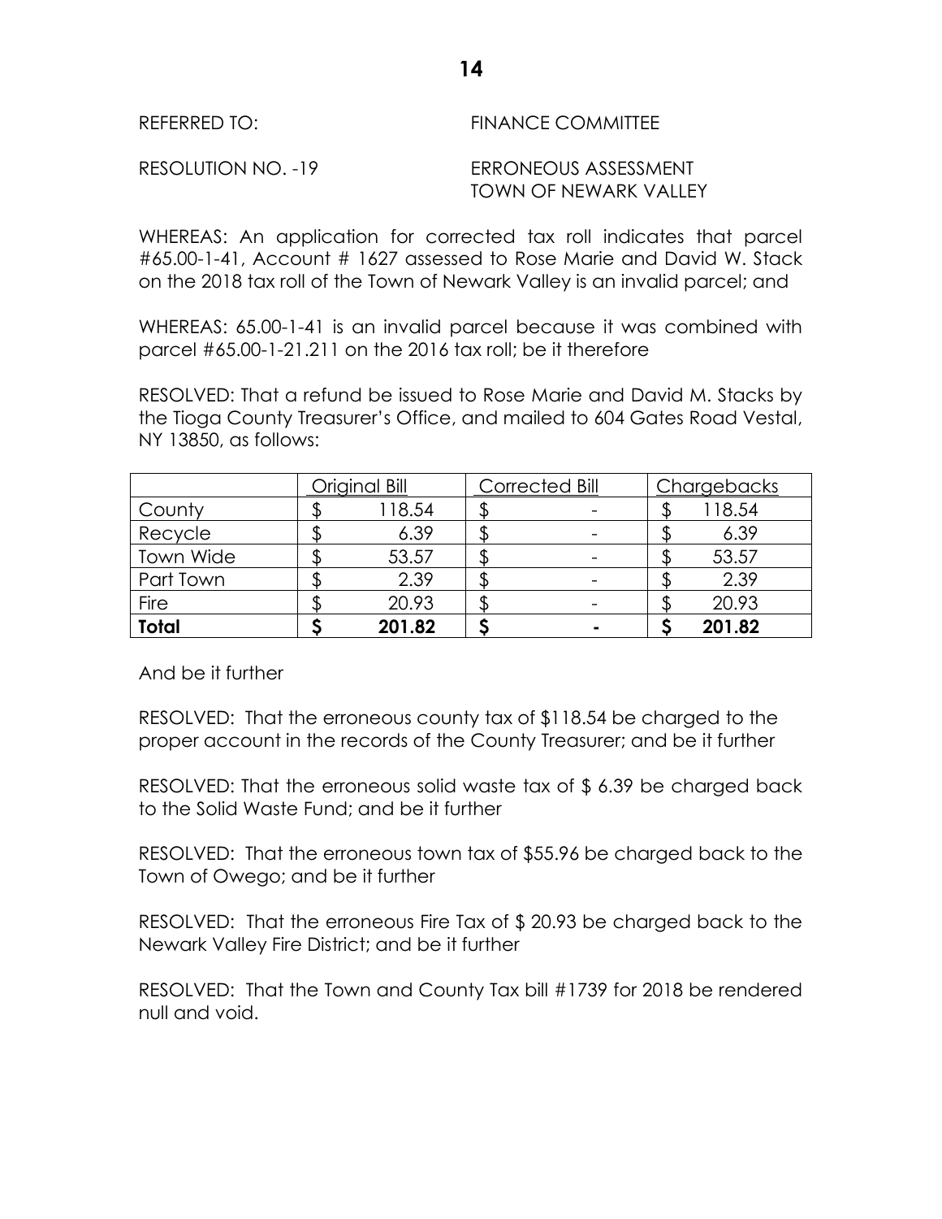REFERRED TO: FINANCE COMMITTEE

RESOLUTION NO. -19 ERRONEOUS ASSESSMENT TOWN OF NEWARK VALLEY

WHEREAS: An application for corrected tax roll indicates that parcel #65.00-1-41, Account # 1627 assessed to Rose Marie and David W. Stack on the 2018 tax roll of the Town of Newark Valley is an invalid parcel; and

WHEREAS: 65.00-1-41 is an invalid parcel because it was combined with parcel #65.00-1-21.211 on the 2016 tax roll; be it therefore

RESOLVED: That a refund be issued to Rose Marie and David M. Stacks by the Tioga County Treasurer's Office, and mailed to 604 Gates Road Vestal, NY 13850, as follows:

| | Original Bill | Corrected Bill | Chargebacks |
|---|---|---|---|
| County | $ 118.54 | $ - | $ 118.54 |
| Recycle | $ 6.39 | $ - | $ 6.39 |
| Town Wide | $ 53.57 | $ - | $ 53.57 |
| Part Town | $ 2.39 | $ - | $ 2.39 |
| Fire | $ 20.93 | $ - | $ 20.93 |
| **Total** | **$ 201.82** | **$ -** | **$ 201.82** |

And be it further

RESOLVED: That the erroneous county tax of $118.54 be charged to the proper account in the records of the County Treasurer; and be it further

RESOLVED: That the erroneous solid waste tax of $ 6.39 be charged back to the Solid Waste Fund; and be it further

RESOLVED: That the erroneous town tax of $55.96 be charged back to the Town of Owego; and be it further

RESOLVED: That the erroneous Fire Tax of $ 20.93 be charged back to the Newark Valley Fire District; and be it further

RESOLVED: That the Town and County Tax bill #1739 for 2018 be rendered null and void.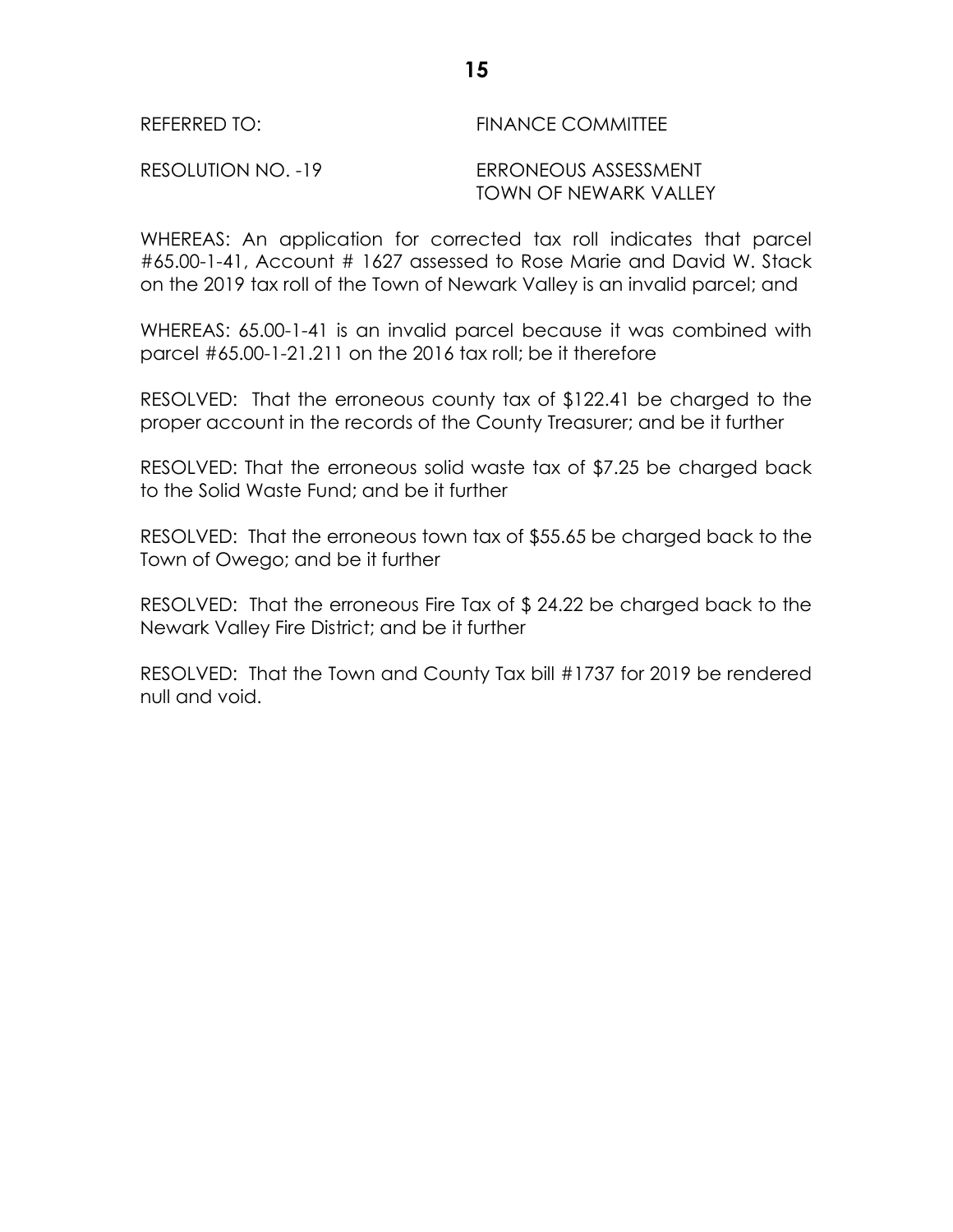REFERRED TO: FINANCE COMMITTEE

RESOLUTION NO. -19 ERRONEOUS ASSESSMENT
TOWN OF NEWARK VALLEY

WHEREAS: An application for corrected tax roll indicates that parcel #65.00-1-41, Account # 1627 assessed to Rose Marie and David W. Stack on the 2019 tax roll of the Town of Newark Valley is an invalid parcel; and

WHEREAS: 65.00-1-41 is an invalid parcel because it was combined with parcel #65.00-1-21.211 on the 2016 tax roll; be it therefore

RESOLVED: That the erroneous county tax of $122.41 be charged to the proper account in the records of the County Treasurer; and be it further

RESOLVED: That the erroneous solid waste tax of $7.25 be charged back to the Solid Waste Fund; and be it further

RESOLVED: That the erroneous town tax of $55.65 be charged back to the Town of Owego; and be it further

RESOLVED: That the erroneous Fire Tax of $ 24.22 be charged back to the Newark Valley Fire District; and be it further

RESOLVED: That the Town and County Tax bill #1737 for 2019 be rendered null and void.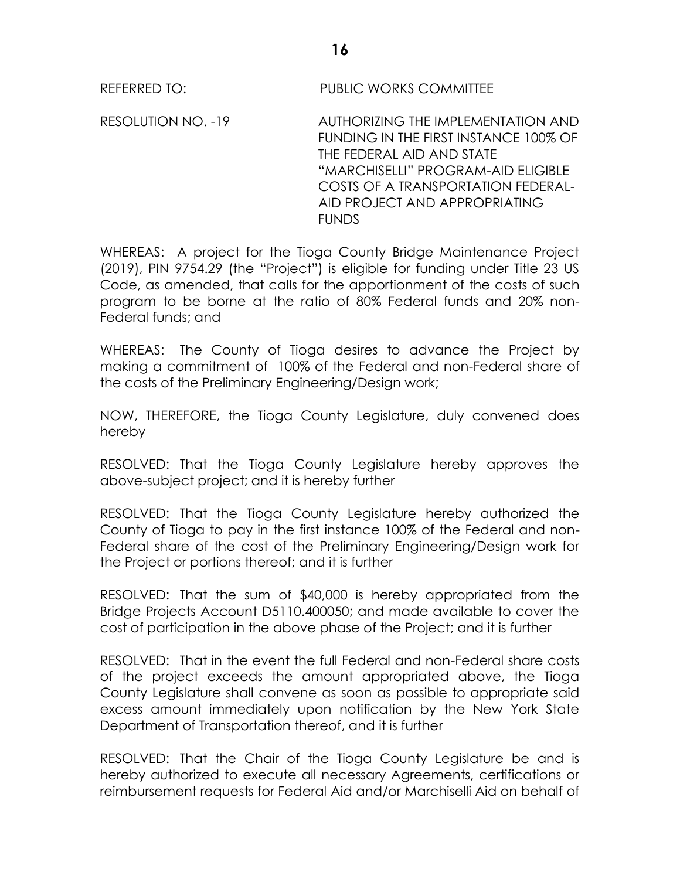REFERRED TO: PUBLIC WORKS COMMITTEE

RESOLUTION NO. -19 AUTHORIZING THE IMPLEMENTATION AND FUNDING IN THE FIRST INSTANCE 100% OF THE FEDERAL AID AND STATE “MARCHISELLI” PROGRAM-AID ELIGIBLE COSTS OF A TRANSPORTATION FEDERAL-AID PROJECT AND APPROPRIATING FUNDS

WHEREAS: A project for the Tioga County Bridge Maintenance Project (2019), PIN 9754.29 (the “Project”) is eligible for funding under Title 23 US Code, as amended, that calls for the apportionment of the costs of such program to be borne at the ratio of 80% Federal funds and 20% non-Federal funds; and

WHEREAS: The County of Tioga desires to advance the Project by making a commitment of 100% of the Federal and non-Federal share of the costs of the Preliminary Engineering/Design work;

NOW, THEREFORE, the Tioga County Legislature, duly convened does hereby

RESOLVED: That the Tioga County Legislature hereby approves the above-subject project; and it is hereby further

RESOLVED: That the Tioga County Legislature hereby authorized the County of Tioga to pay in the first instance 100% of the Federal and non-Federal share of the cost of the Preliminary Engineering/Design work for the Project or portions thereof; and it is further

RESOLVED: That the sum of $40,000 is hereby appropriated from the Bridge Projects Account D5110.400050; and made available to cover the cost of participation in the above phase of the Project; and it is further

RESOLVED: That in the event the full Federal and non-Federal share costs of the project exceeds the amount appropriated above, the Tioga County Legislature shall convene as soon as possible to appropriate said excess amount immediately upon notification by the New York State Department of Transportation thereof, and it is further

RESOLVED: That the Chair of the Tioga County Legislature be and is hereby authorized to execute all necessary Agreements, certifications or reimbursement requests for Federal Aid and/or Marchiselli Aid on behalf of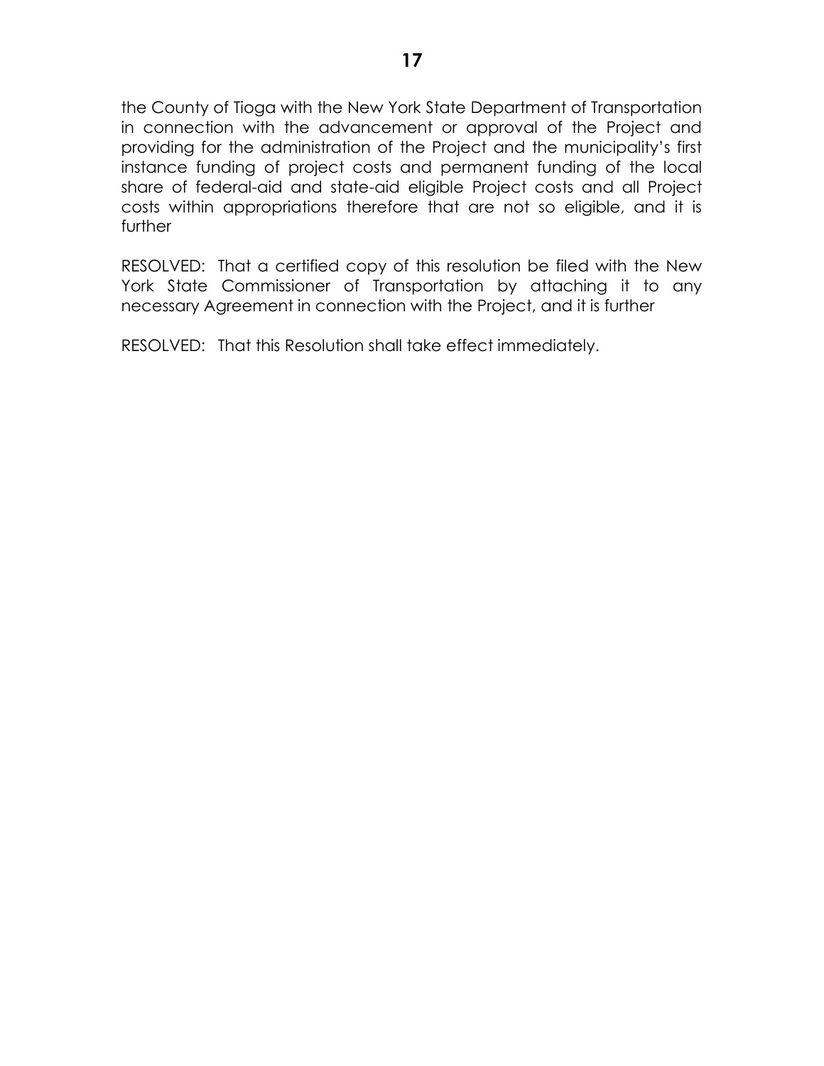the County of Tioga with the New York State Department of Transportation in connection with the advancement or approval of the Project and providing for the administration of the Project and the municipality's first instance funding of project costs and permanent funding of the local share of federal-aid and state-aid eligible Project costs and all Project costs within appropriations therefore that are not so eligible, and it is further

RESOLVED: That a certified copy of this resolution be filed with the New York State Commissioner of Transportation by attaching it to any necessary Agreement in connection with the Project, and it is further

RESOLVED: That this Resolution shall take effect immediately.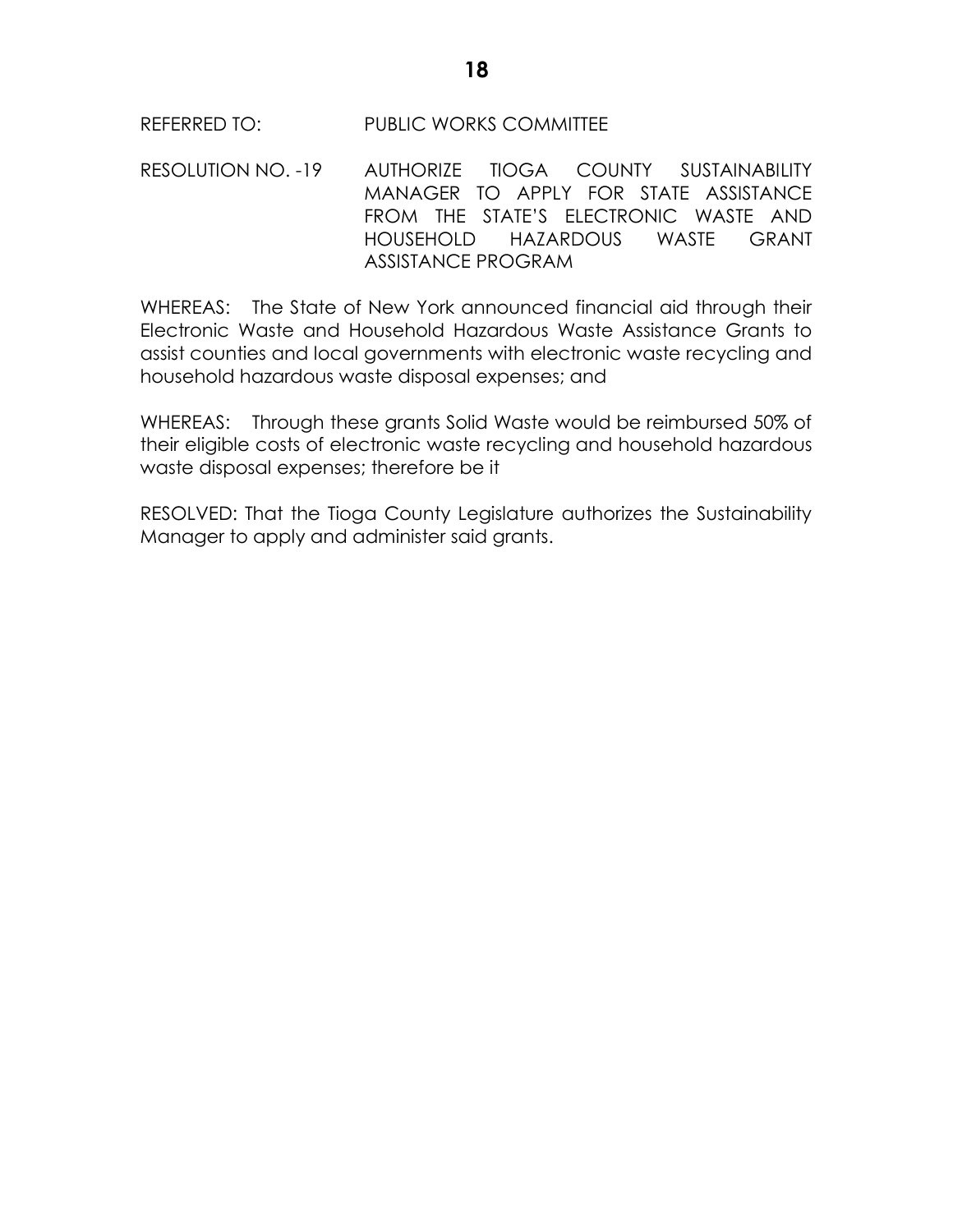REFERRED TO: PUBLIC WORKS COMMITTEE

RESOLUTION NO. -19 AUTHORIZE TIOGA COUNTY SUSTAINABILITY MANAGER TO APPLY FOR STATE ASSISTANCE FROM THE STATE'S ELECTRONIC WASTE AND HOUSEHOLD HAZARDOUS WASTE GRANT ASSISTANCE PROGRAM

WHEREAS: The State of New York announced financial aid through their Electronic Waste and Household Hazardous Waste Assistance Grants to assist counties and local governments with electronic waste recycling and household hazardous waste disposal expenses; and

WHEREAS: Through these grants Solid Waste would be reimbursed 50% of their eligible costs of electronic waste recycling and household hazardous waste disposal expenses; therefore be it

RESOLVED: That the Tioga County Legislature authorizes the Sustainability Manager to apply and administer said grants.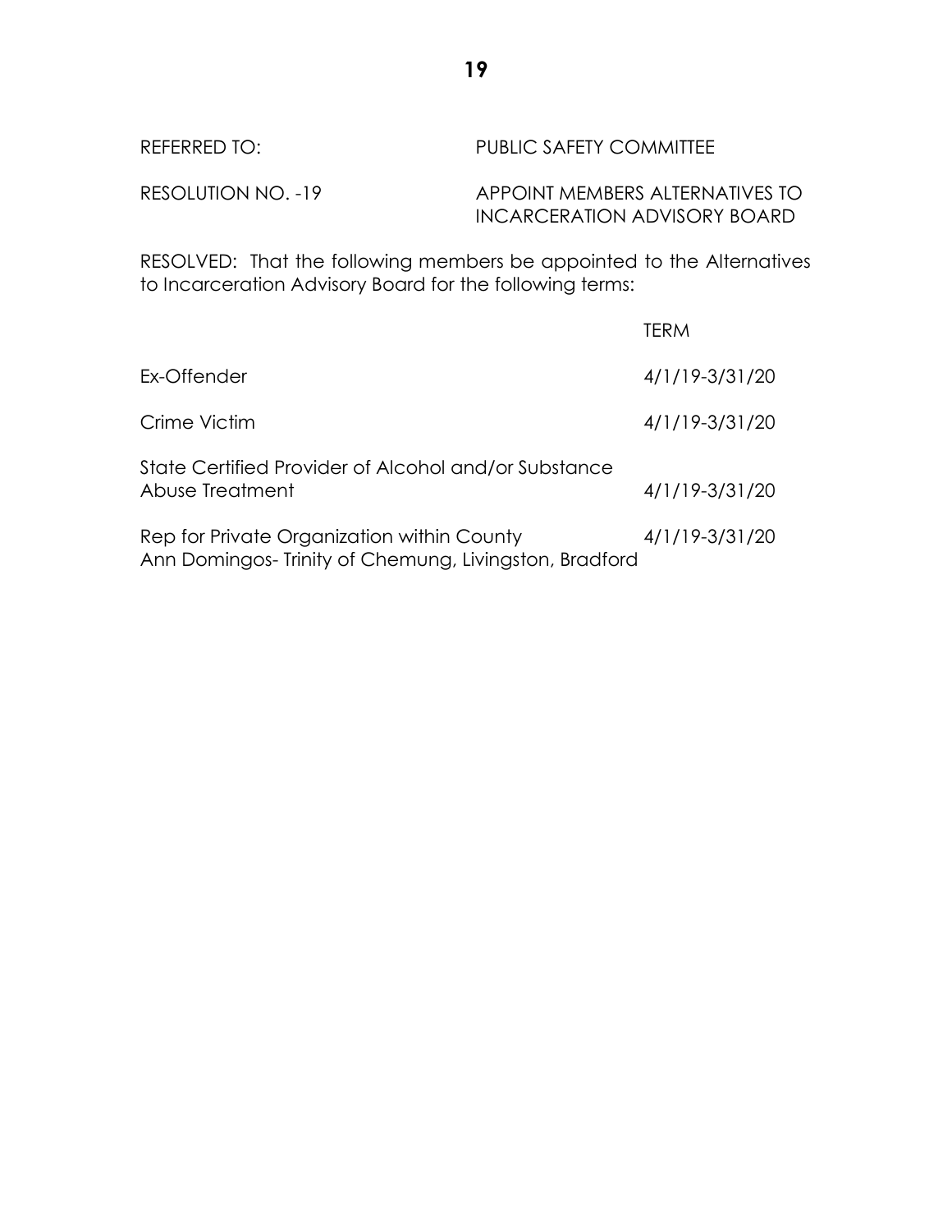REFERRED TO: PUBLIC SAFETY COMMITTEE

RESOLUTION NO. -19 APPOINT MEMBERS ALTERNATIVES TO INCARCERATION ADVISORY BOARD

RESOLVED: That the following members be appointed to the Alternatives to Incarceration Advisory Board for the following terms:

| | TERM |
|---|---|
| Ex-Offender | 4/1/19-3/31/20 |
| Crime Victim | 4/1/19-3/31/20 |
| State Certified Provider of Alcohol and/or Substance Abuse Treatment | 4/1/19-3/31/20 |
| Rep for Private Organization within County<br>Ann Domingos- Trinity of Chemung, Livingston, Bradford | 4/1/19-3/31/20 |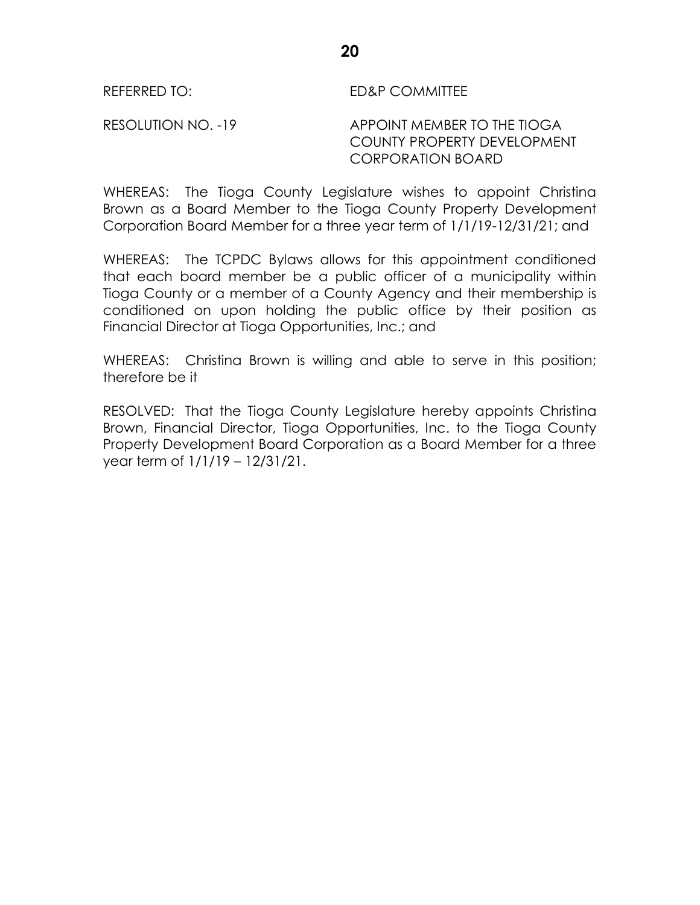REFERRED TO: ED&P COMMITTEE

RESOLUTION NO. -19 APPOINT MEMBER TO THE TIOGA COUNTY PROPERTY DEVELOPMENT CORPORATION BOARD

WHEREAS: The Tioga County Legislature wishes to appoint Christina Brown as a Board Member to the Tioga County Property Development Corporation Board Member for a three year term of 1/1/19-12/31/21; and

WHEREAS: The TCPDC Bylaws allows for this appointment conditioned that each board member be a public officer of a municipality within Tioga County or a member of a County Agency and their membership is conditioned on upon holding the public office by their position as Financial Director at Tioga Opportunities, Inc.; and

WHEREAS: Christina Brown is willing and able to serve in this position; therefore be it

RESOLVED: That the Tioga County Legislature hereby appoints Christina Brown, Financial Director, Tioga Opportunities, Inc. to the Tioga County Property Development Board Corporation as a Board Member for a three year term of 1/1/19 – 12/31/21.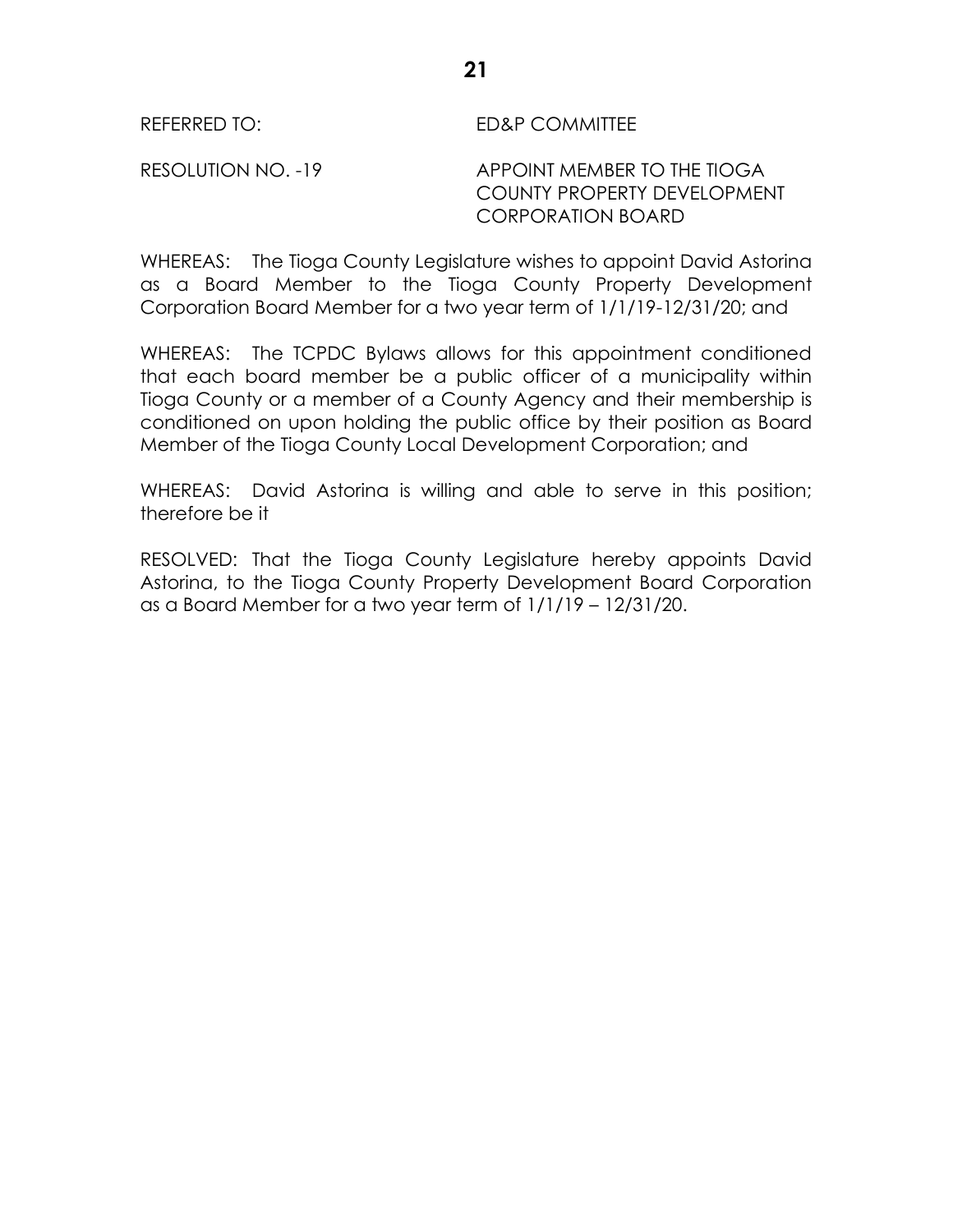REFERRED TO: ED&P COMMITTEE

RESOLUTION NO. -19 APPOINT MEMBER TO THE TIOGA COUNTY PROPERTY DEVELOPMENT CORPORATION BOARD

WHEREAS: The Tioga County Legislature wishes to appoint David Astorina as a Board Member to the Tioga County Property Development Corporation Board Member for a two year term of 1/1/19-12/31/20; and

WHEREAS: The TCPDC Bylaws allows for this appointment conditioned that each board member be a public officer of a municipality within Tioga County or a member of a County Agency and their membership is conditioned on upon holding the public office by their position as Board Member of the Tioga County Local Development Corporation; and

WHEREAS: David Astorina is willing and able to serve in this position; therefore be it

RESOLVED: That the Tioga County Legislature hereby appoints David Astorina, to the Tioga County Property Development Board Corporation as a Board Member for a two year term of 1/1/19 – 12/31/20.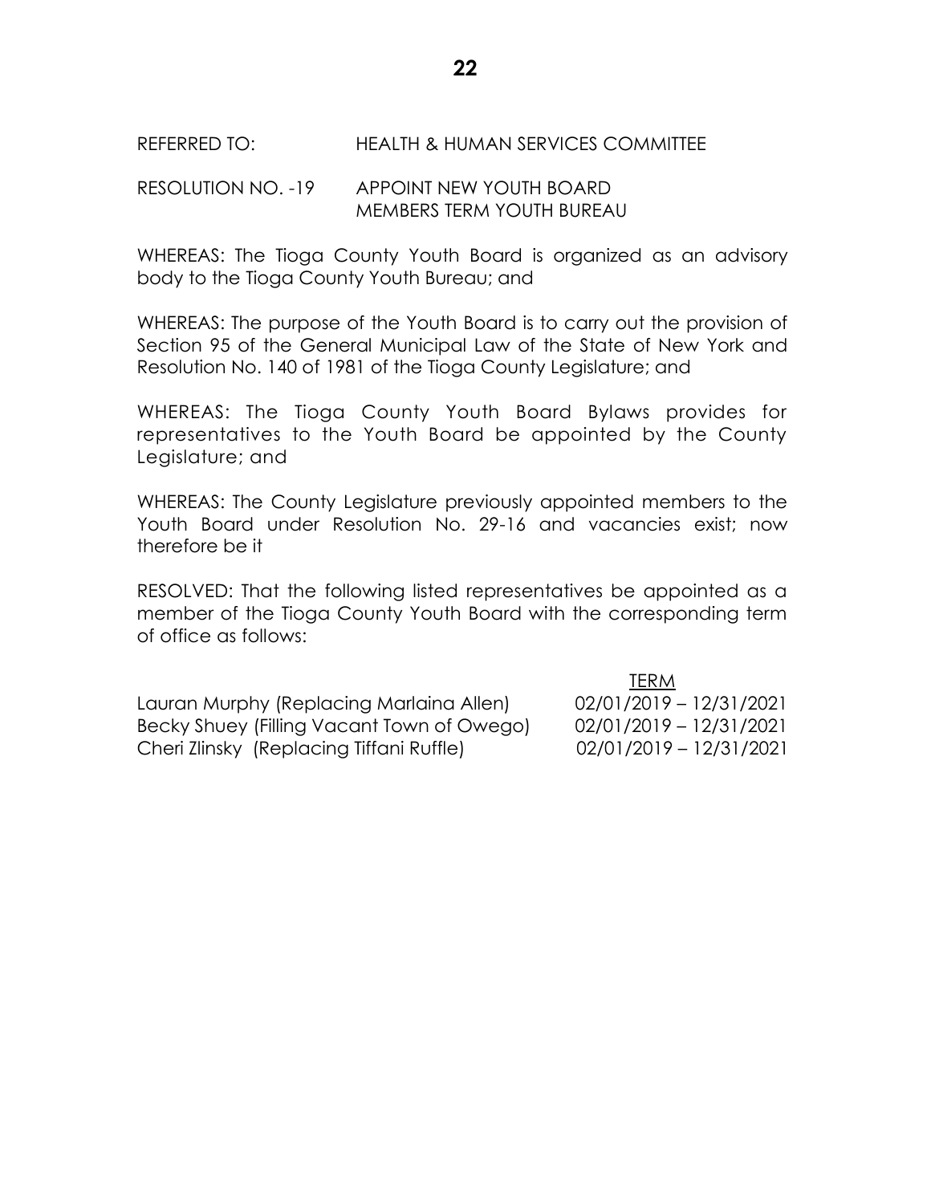REFERRED TO: HEALTH & HUMAN SERVICES COMMITTEE

RESOLUTION NO. -19 APPOINT NEW YOUTH BOARD MEMBERS TERM YOUTH BUREAU

WHEREAS: The Tioga County Youth Board is organized as an advisory body to the Tioga County Youth Bureau; and

WHEREAS: The purpose of the Youth Board is to carry out the provision of Section 95 of the General Municipal Law of the State of New York and Resolution No. 140 of 1981 of the Tioga County Legislature; and

WHEREAS: The Tioga County Youth Board Bylaws provides for representatives to the Youth Board be appointed by the County Legislature; and

WHEREAS: The County Legislature previously appointed members to the Youth Board under Resolution No. 29-16 and vacancies exist; now therefore be it

RESOLVED: That the following listed representatives be appointed as a member of the Tioga County Youth Board with the corresponding term of office as follows:

| | TERM |
|---|---|
| Lauran Murphy (Replacing Marlaina Allen) | 02/01/2019 – 12/31/2021 |
| Becky Shuey (Filling Vacant Town of Owego) | 02/01/2019 – 12/31/2021 |
| Cheri Zlinsky (Replacing Tiffani Ruffle) | 02/01/2019 – 12/31/2021 |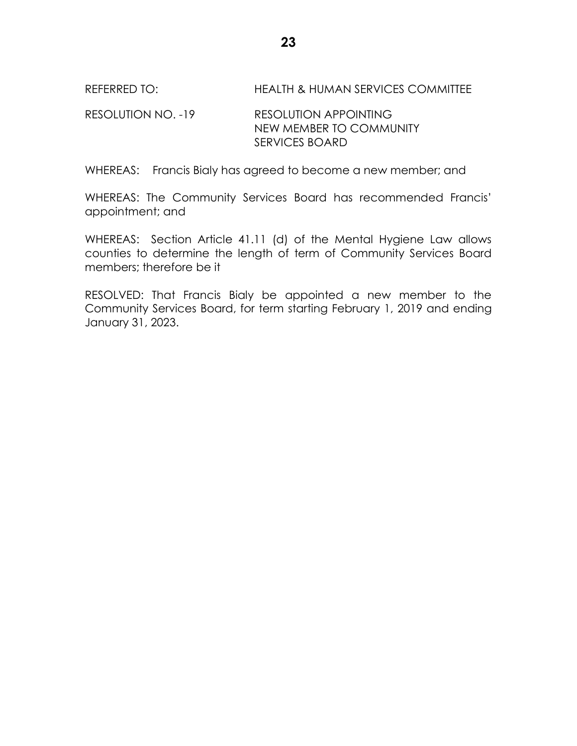REFERRED TO: HEALTH & HUMAN SERVICES COMMITTEE

RESOLUTION NO. -19 RESOLUTION APPOINTING NEW MEMBER TO COMMUNITY SERVICES BOARD

WHEREAS: Francis Bialy has agreed to become a new member; and

WHEREAS: The Community Services Board has recommended Francis' appointment; and

WHEREAS: Section Article 41.11 (d) of the Mental Hygiene Law allows counties to determine the length of term of Community Services Board members; therefore be it

RESOLVED: That Francis Bialy be appointed a new member to the Community Services Board, for term starting February 1, 2019 and ending January 31, 2023.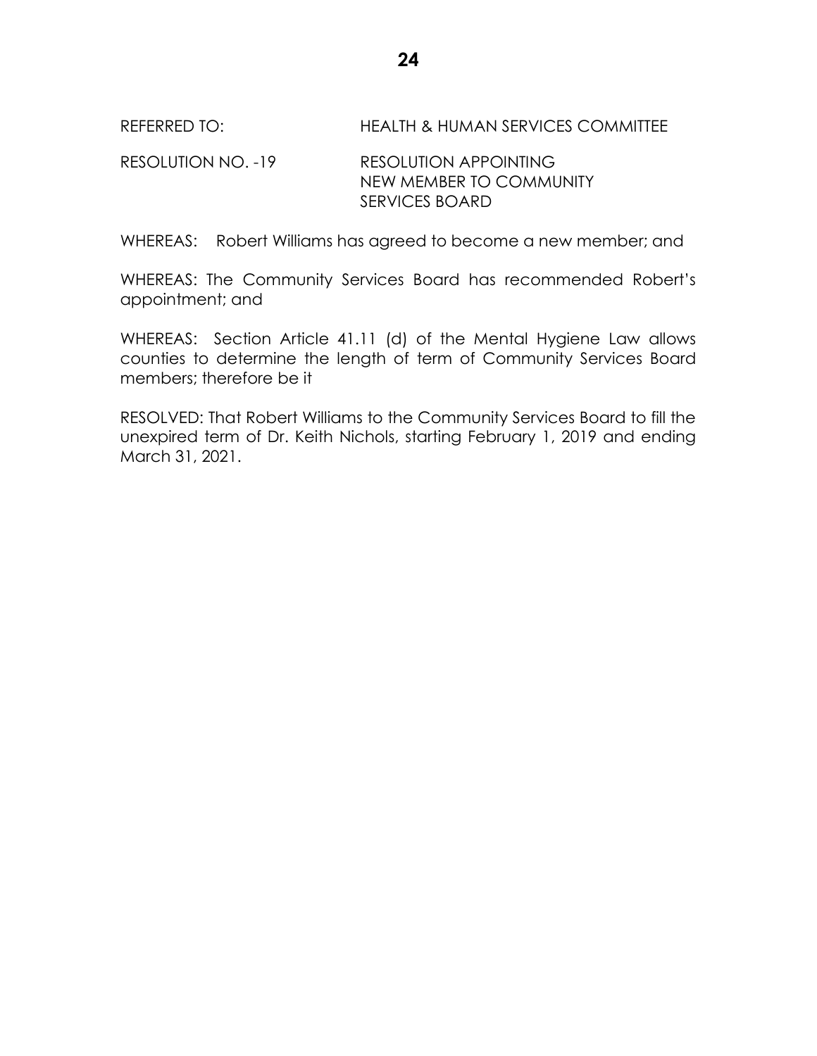REFERRED TO: HEALTH & HUMAN SERVICES COMMITTEE

RESOLUTION NO. -19 RESOLUTION APPOINTING NEW MEMBER TO COMMUNITY SERVICES BOARD

WHEREAS: Robert Williams has agreed to become a new member; and

WHEREAS: The Community Services Board has recommended Robert's appointment; and

WHEREAS: Section Article 41.11 (d) of the Mental Hygiene Law allows counties to determine the length of term of Community Services Board members; therefore be it

RESOLVED: That Robert Williams to the Community Services Board to fill the unexpired term of Dr. Keith Nichols, starting February 1, 2019 and ending March 31, 2021.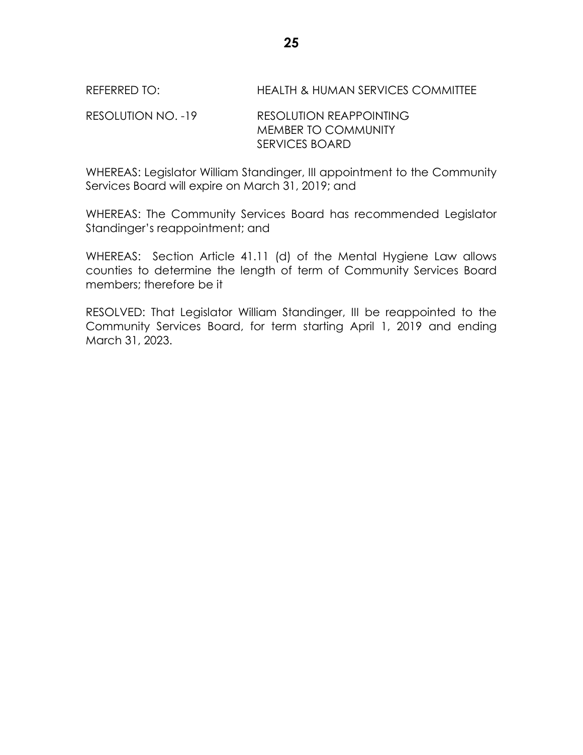REFERRED TO: HEALTH & HUMAN SERVICES COMMITTEE

RESOLUTION NO. -19 RESOLUTION REAPPOINTING MEMBER TO COMMUNITY SERVICES BOARD

WHEREAS: Legislator William Standinger, III appointment to the Community Services Board will expire on March 31, 2019; and

WHEREAS: The Community Services Board has recommended Legislator Standinger's reappointment; and

WHEREAS: Section Article 41.11 (d) of the Mental Hygiene Law allows counties to determine the length of term of Community Services Board members; therefore be it

RESOLVED: That Legislator William Standinger, III be reappointed to the Community Services Board, for term starting April 1, 2019 and ending March 31, 2023.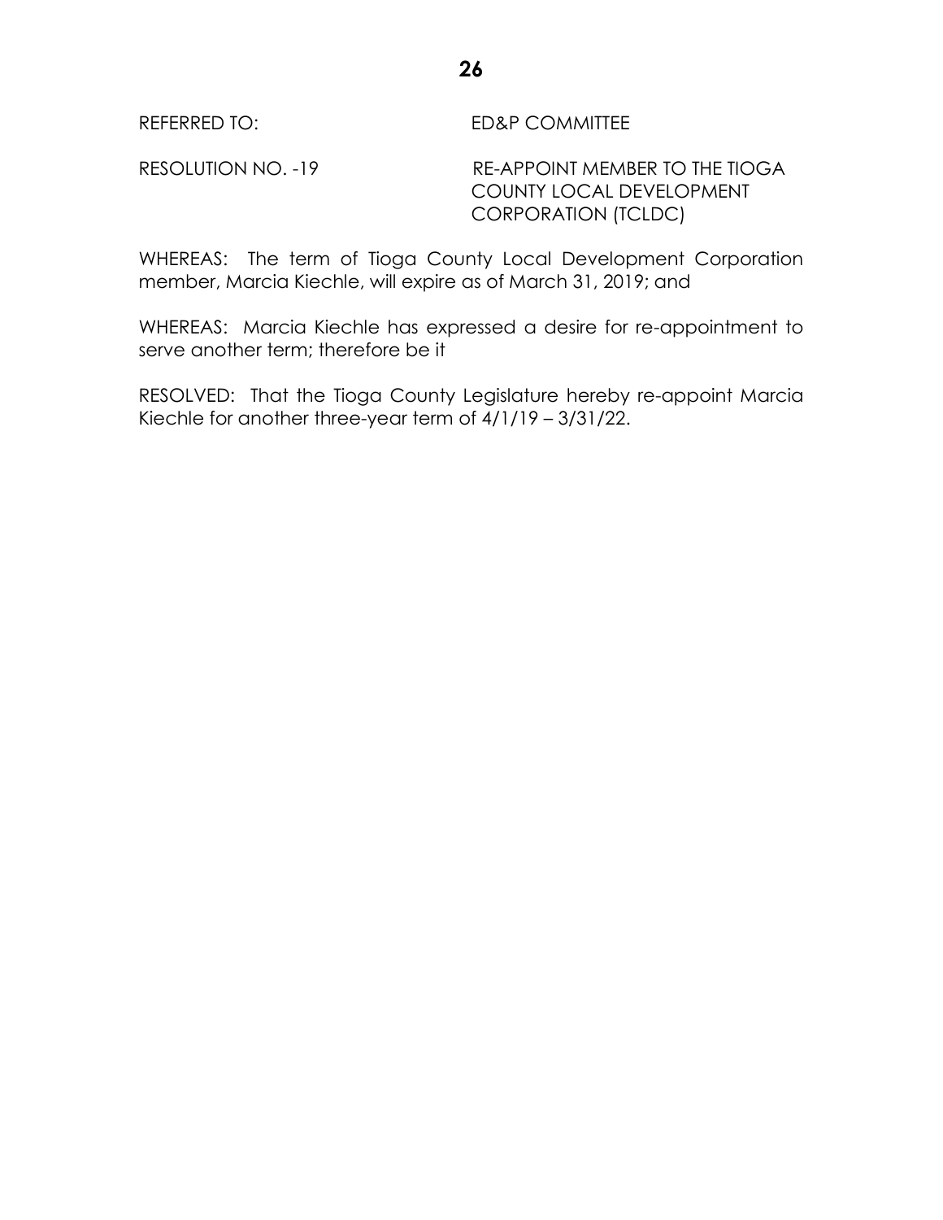REFERRED TO: ED&P COMMITTEE

RESOLUTION NO. -19 RE-APPOINT MEMBER TO THE TIOGA COUNTY LOCAL DEVELOPMENT CORPORATION (TCLDC)

WHEREAS: The term of Tioga County Local Development Corporation member, Marcia Kiechle, will expire as of March 31, 2019; and

WHEREAS: Marcia Kiechle has expressed a desire for re-appointment to serve another term; therefore be it

RESOLVED: That the Tioga County Legislature hereby re-appoint Marcia Kiechle for another three-year term of 4/1/19 – 3/31/22.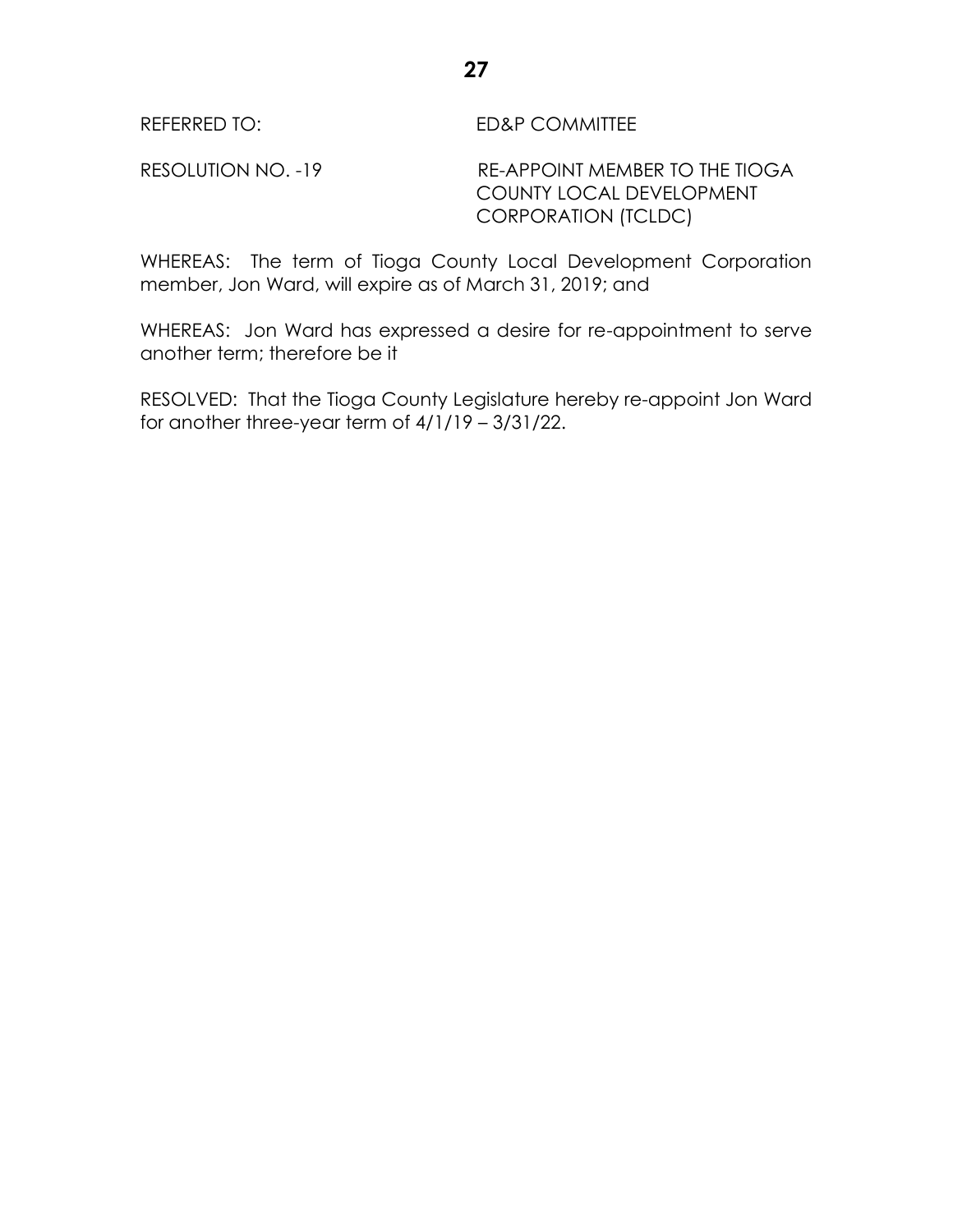REFERRED TO: ED&P COMMITTEE

RESOLUTION NO. -19 RE-APPOINT MEMBER TO THE TIOGA COUNTY LOCAL DEVELOPMENT CORPORATION (TCLDC)

WHEREAS: The term of Tioga County Local Development Corporation member, Jon Ward, will expire as of March 31, 2019; and

WHEREAS: Jon Ward has expressed a desire for re-appointment to serve another term; therefore be it

RESOLVED: That the Tioga County Legislature hereby re-appoint Jon Ward for another three-year term of 4/1/19 – 3/31/22.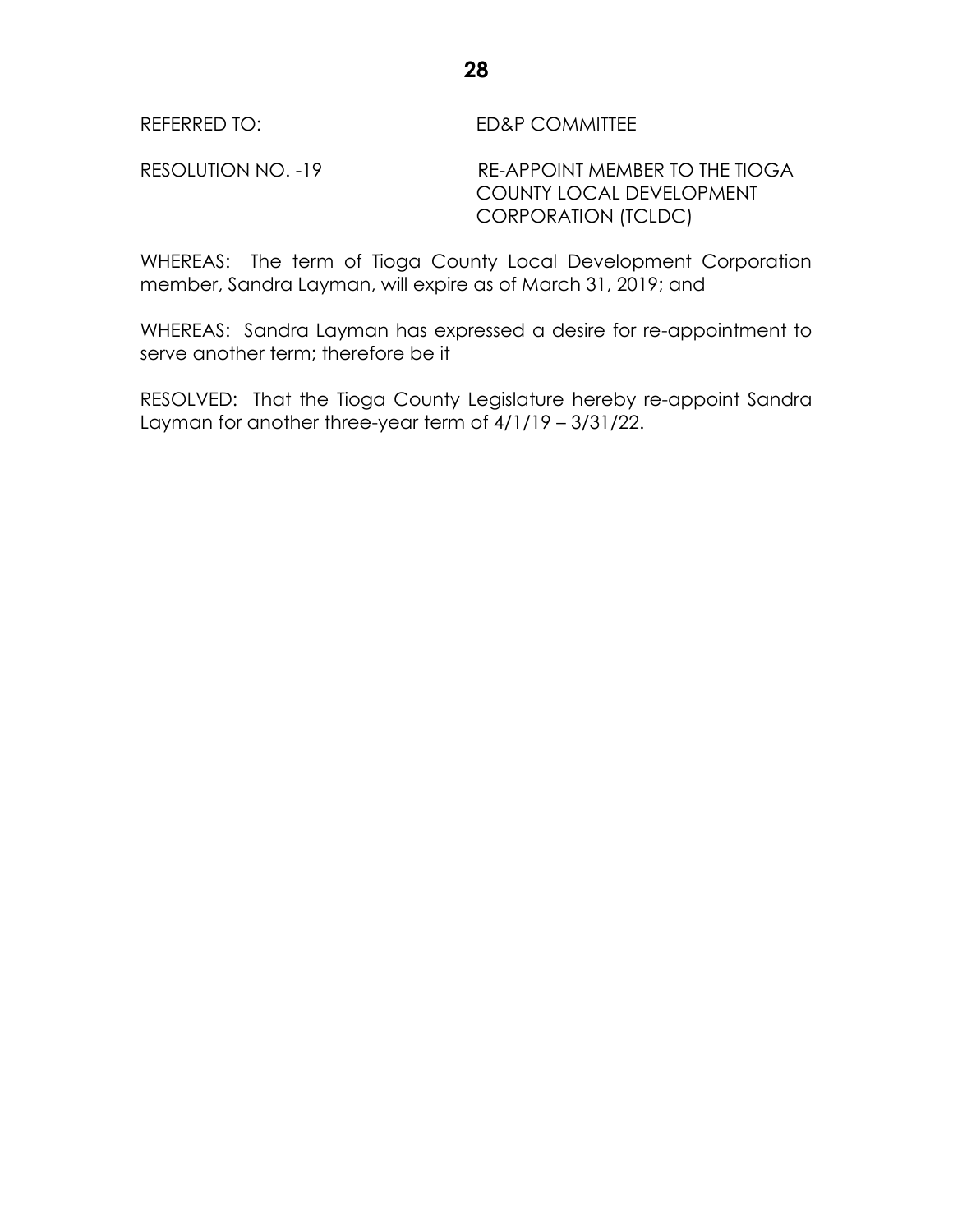REFERRED TO: ED&P COMMITTEE

RESOLUTION NO. -19 RE-APPOINT MEMBER TO THE TIOGA COUNTY LOCAL DEVELOPMENT CORPORATION (TCLDC)

WHEREAS: The term of Tioga County Local Development Corporation member, Sandra Layman, will expire as of March 31, 2019; and

WHEREAS: Sandra Layman has expressed a desire for re-appointment to serve another term; therefore be it

RESOLVED: That the Tioga County Legislature hereby re-appoint Sandra Layman for another three-year term of 4/1/19 – 3/31/22.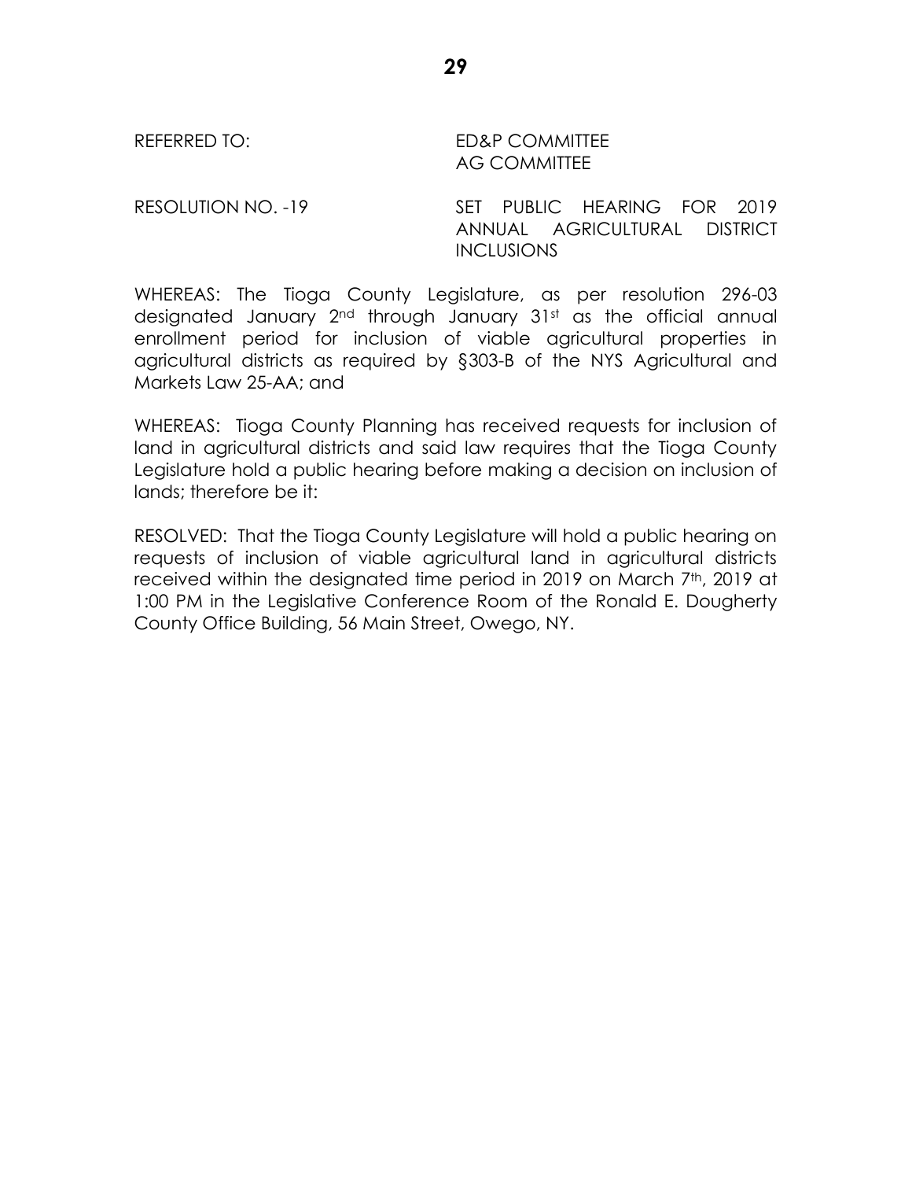REFERRED TO: ED&P COMMITTEE
AG COMMITTEE

RESOLUTION NO. -19 SET PUBLIC HEARING FOR 2019 ANNUAL AGRICULTURAL DISTRICT INCLUSIONS

WHEREAS: The Tioga County Legislature, as per resolution 296-03 designated January 2nd through January 31st as the official annual enrollment period for inclusion of viable agricultural properties in agricultural districts as required by §303-B of the NYS Agricultural and Markets Law 25-AA; and

WHEREAS: Tioga County Planning has received requests for inclusion of land in agricultural districts and said law requires that the Tioga County Legislature hold a public hearing before making a decision on inclusion of lands; therefore be it:

RESOLVED: That the Tioga County Legislature will hold a public hearing on requests of inclusion of viable agricultural land in agricultural districts received within the designated time period in 2019 on March 7th, 2019 at 1:00 PM in the Legislative Conference Room of the Ronald E. Dougherty County Office Building, 56 Main Street, Owego, NY.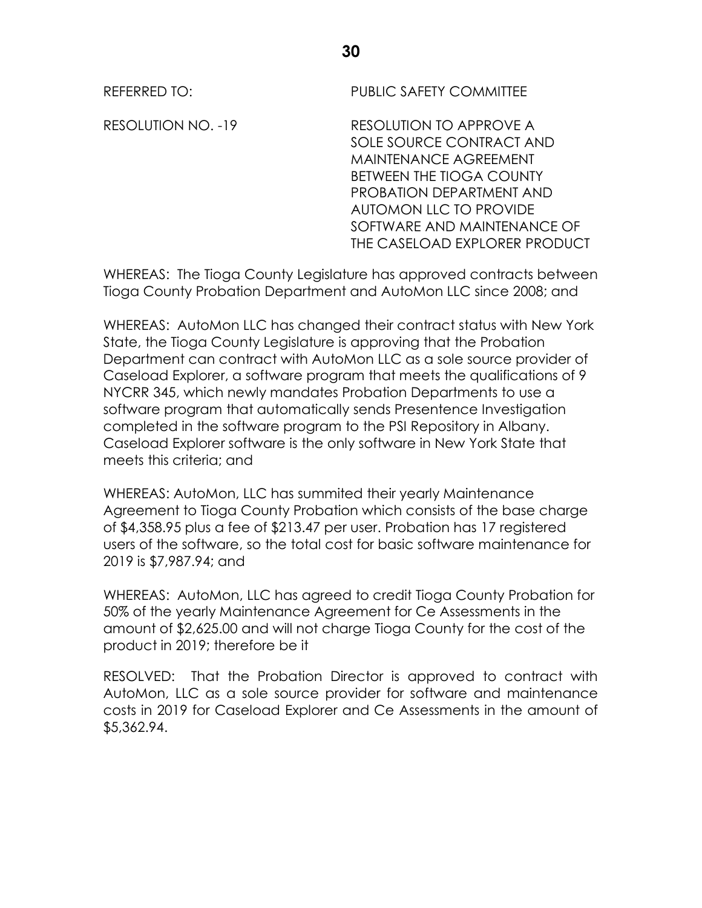REFERRED TO: PUBLIC SAFETY COMMITTEE

RESOLUTION NO. -19 RESOLUTION TO APPROVE A SOLE SOURCE CONTRACT AND MAINTENANCE AGREEMENT BETWEEN THE TIOGA COUNTY PROBATION DEPARTMENT AND AUTOMON LLC TO PROVIDE SOFTWARE AND MAINTENANCE OF THE CASELOAD EXPLORER PRODUCT

WHEREAS: The Tioga County Legislature has approved contracts between Tioga County Probation Department and AutoMon LLC since 2008; and

WHEREAS: AutoMon LLC has changed their contract status with New York State, the Tioga County Legislature is approving that the Probation Department can contract with AutoMon LLC as a sole source provider of Caseload Explorer, a software program that meets the qualifications of 9 NYCRR 345, which newly mandates Probation Departments to use a software program that automatically sends Presentence Investigation completed in the software program to the PSI Repository in Albany. Caseload Explorer software is the only software in New York State that meets this criteria; and

WHEREAS: AutoMon, LLC has summited their yearly Maintenance Agreement to Tioga County Probation which consists of the base charge of $4,358.95 plus a fee of $213.47 per user. Probation has 17 registered users of the software, so the total cost for basic software maintenance for 2019 is $7,987.94; and

WHEREAS: AutoMon, LLC has agreed to credit Tioga County Probation for 50% of the yearly Maintenance Agreement for Ce Assessments in the amount of $2,625.00 and will not charge Tioga County for the cost of the product in 2019; therefore be it

RESOLVED: That the Probation Director is approved to contract with AutoMon, LLC as a sole source provider for software and maintenance costs in 2019 for Caseload Explorer and Ce Assessments in the amount of $5,362.94.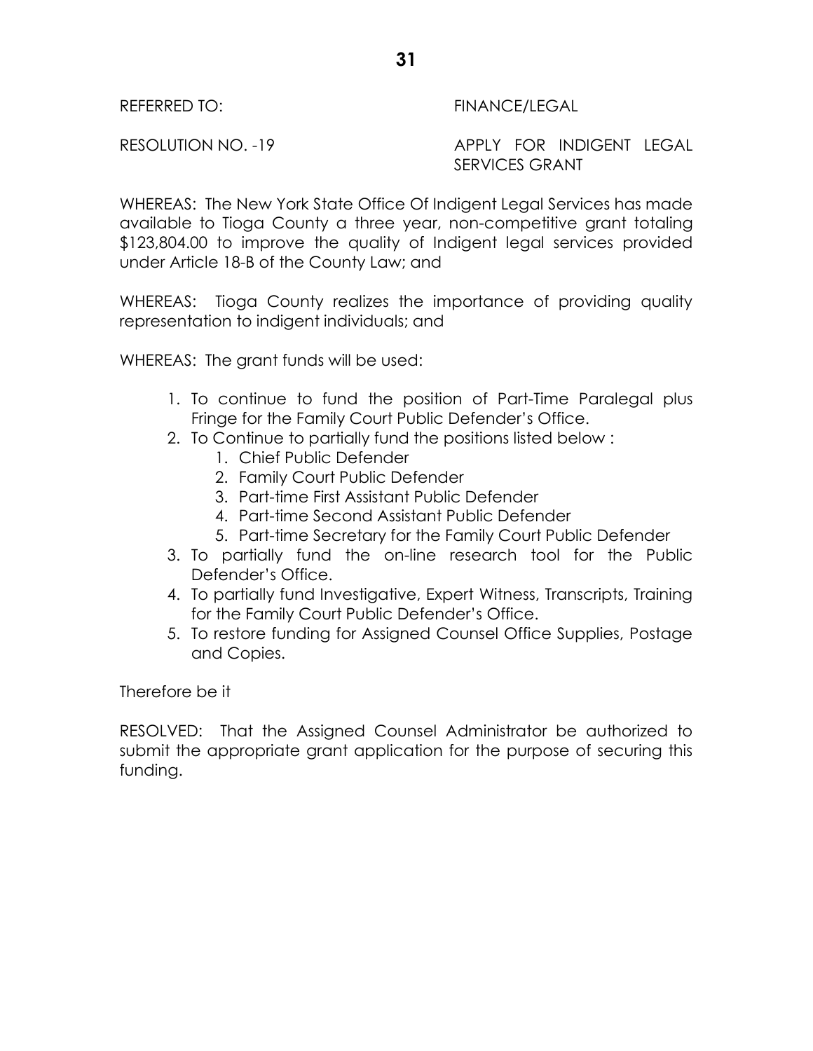REFERRED TO: FINANCE/LEGAL

RESOLUTION NO. -19 APPLY FOR INDIGENT LEGAL SERVICES GRANT

WHEREAS: The New York State Office Of Indigent Legal Services has made available to Tioga County a three year, non-competitive grant totaling $123,804.00 to improve the quality of Indigent legal services provided under Article 18-B of the County Law; and

WHEREAS: Tioga County realizes the importance of providing quality representation to indigent individuals; and

WHEREAS: The grant funds will be used:

1. To continue to fund the position of Part-Time Paralegal plus Fringe for the Family Court Public Defender's Office.
2. To Continue to partially fund the positions listed below :
   1. Chief Public Defender
   2. Family Court Public Defender
   3. Part-time First Assistant Public Defender
   4. Part-time Second Assistant Public Defender
   5. Part-time Secretary for the Family Court Public Defender
3. To partially fund the on-line research tool for the Public Defender's Office.
4. To partially fund Investigative, Expert Witness, Transcripts, Training for the Family Court Public Defender's Office.
5. To restore funding for Assigned Counsel Office Supplies, Postage and Copies.

Therefore be it

RESOLVED: That the Assigned Counsel Administrator be authorized to submit the appropriate grant application for the purpose of securing this funding.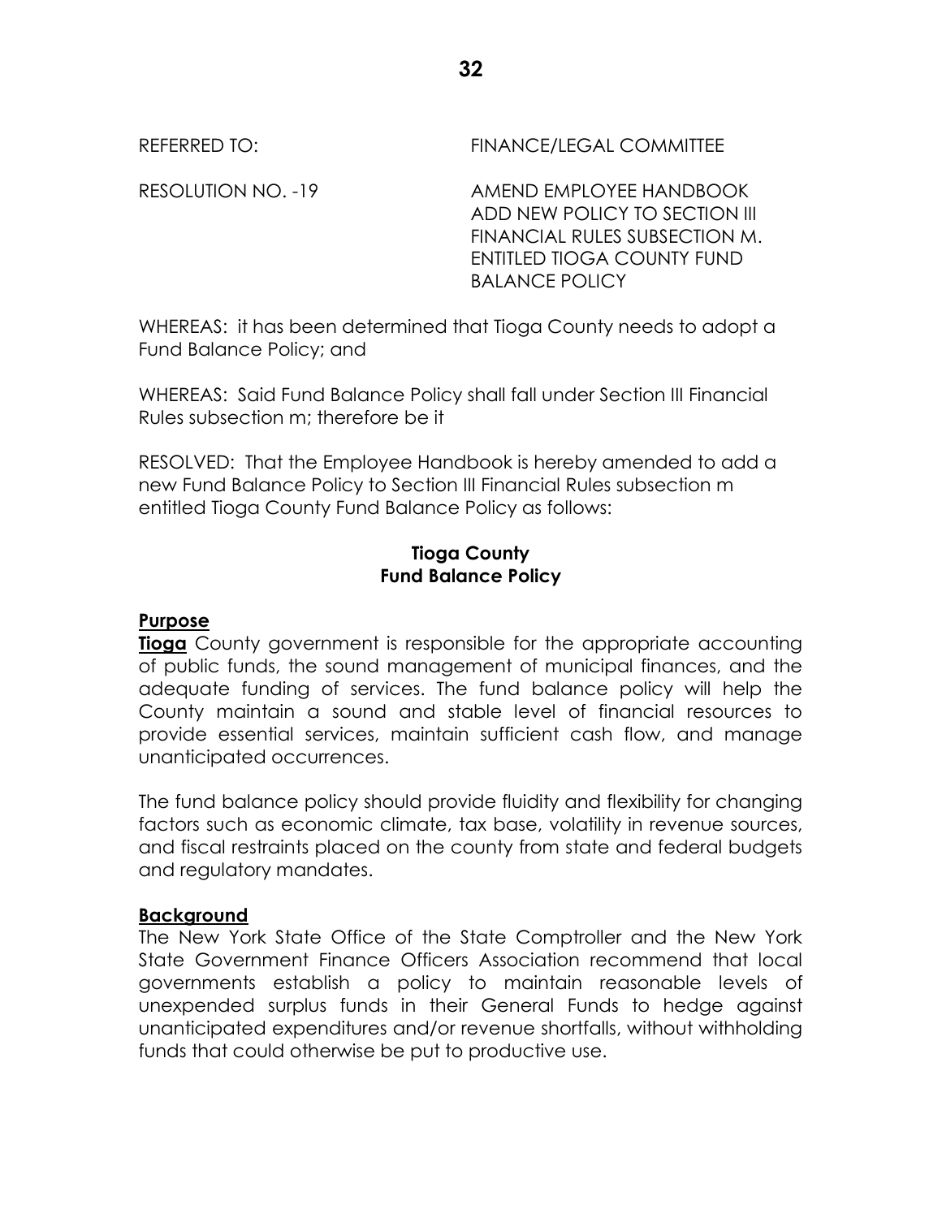REFERRED TO: FINANCE/LEGAL COMMITTEE

RESOLUTION NO. -19 AMEND EMPLOYEE HANDBOOK ADD NEW POLICY TO SECTION III FINANCIAL RULES SUBSECTION M. ENTITLED TIOGA COUNTY FUND BALANCE POLICY

WHEREAS: it has been determined that Tioga County needs to adopt a Fund Balance Policy; and

WHEREAS: Said Fund Balance Policy shall fall under Section III Financial Rules subsection m; therefore be it

RESOLVED: That the Employee Handbook is hereby amended to add a new Fund Balance Policy to Section III Financial Rules subsection m entitled Tioga County Fund Balance Policy as follows:

**Tioga County**
**Fund Balance Policy**

**Purpose**

**Tioga** County government is responsible for the appropriate accounting of public funds, the sound management of municipal finances, and the adequate funding of services. The fund balance policy will help the County maintain a sound and stable level of financial resources to provide essential services, maintain sufficient cash flow, and manage unanticipated occurrences.

The fund balance policy should provide fluidity and flexibility for changing factors such as economic climate, tax base, volatility in revenue sources, and fiscal restraints placed on the county from state and federal budgets and regulatory mandates.

**Background**

The New York State Office of the State Comptroller and the New York State Government Finance Officers Association recommend that local governments establish a policy to maintain reasonable levels of unexpended surplus funds in their General Funds to hedge against unanticipated expenditures and/or revenue shortfalls, without withholding funds that could otherwise be put to productive use.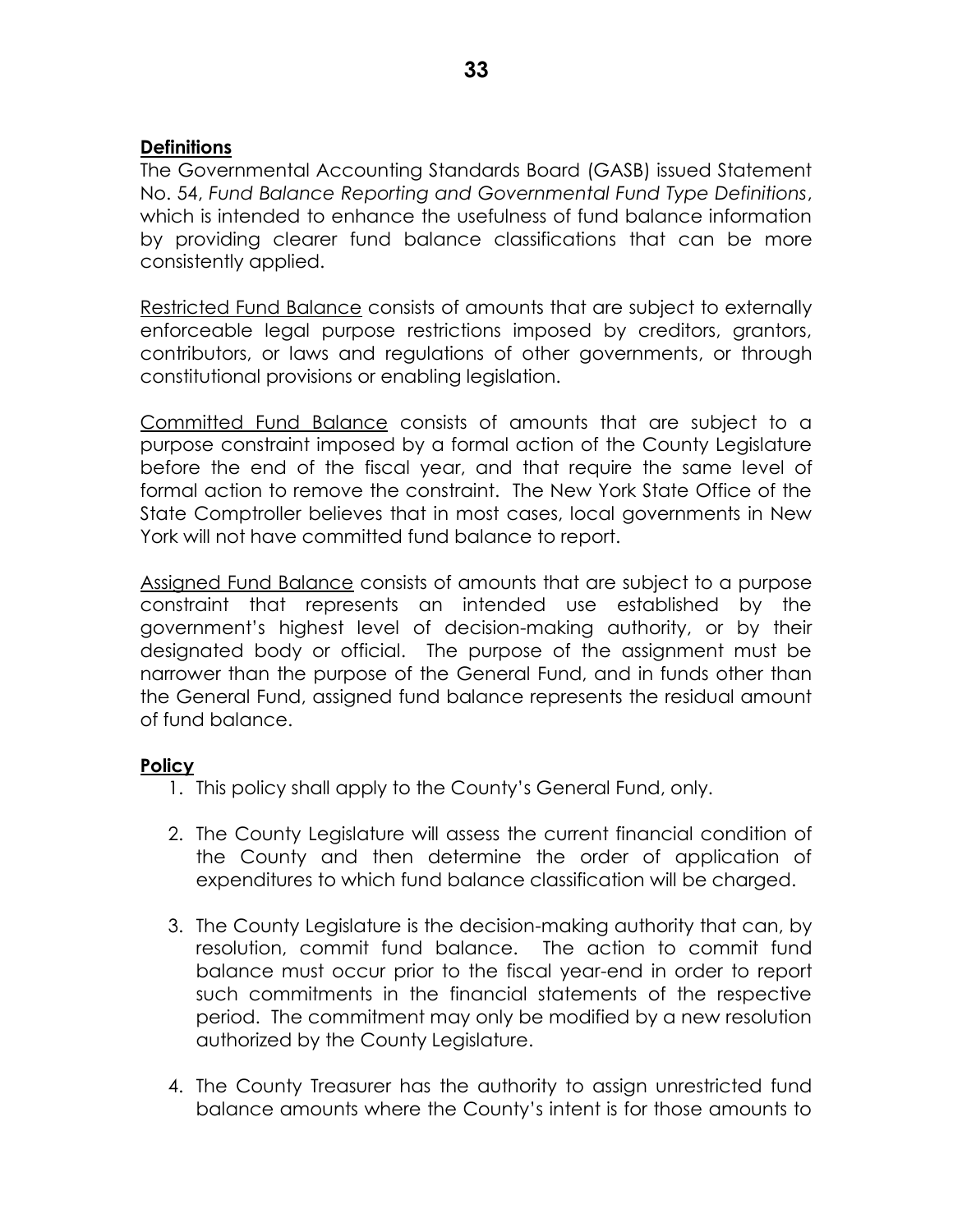**Definitions**

The Governmental Accounting Standards Board (GASB) issued Statement No. 54, *Fund Balance Reporting and Governmental Fund Type Definitions*, which is intended to enhance the usefulness of fund balance information by providing clearer fund balance classifications that can be more consistently applied.

<u>Restricted Fund Balance</u> consists of amounts that are subject to externally enforceable legal purpose restrictions imposed by creditors, grantors, contributors, or laws and regulations of other governments, or through constitutional provisions or enabling legislation.

<u>Committed Fund Balance</u> consists of amounts that are subject to a purpose constraint imposed by a formal action of the County Legislature before the end of the fiscal year, and that require the same level of formal action to remove the constraint. The New York State Office of the State Comptroller believes that in most cases, local governments in New York will not have committed fund balance to report.

<u>Assigned Fund Balance</u> consists of amounts that are subject to a purpose constraint that represents an intended use established by the government's highest level of decision-making authority, or by their designated body or official. The purpose of the assignment must be narrower than the purpose of the General Fund, and in funds other than the General Fund, assigned fund balance represents the residual amount of fund balance.

**Policy**

1. This policy shall apply to the County's General Fund, only.

2. The County Legislature will assess the current financial condition of the County and then determine the order of application of expenditures to which fund balance classification will be charged.

3. The County Legislature is the decision-making authority that can, by resolution, commit fund balance. The action to commit fund balance must occur prior to the fiscal year-end in order to report such commitments in the financial statements of the respective period. The commitment may only be modified by a new resolution authorized by the County Legislature.

4. The County Treasurer has the authority to assign unrestricted fund balance amounts where the County's intent is for those amounts to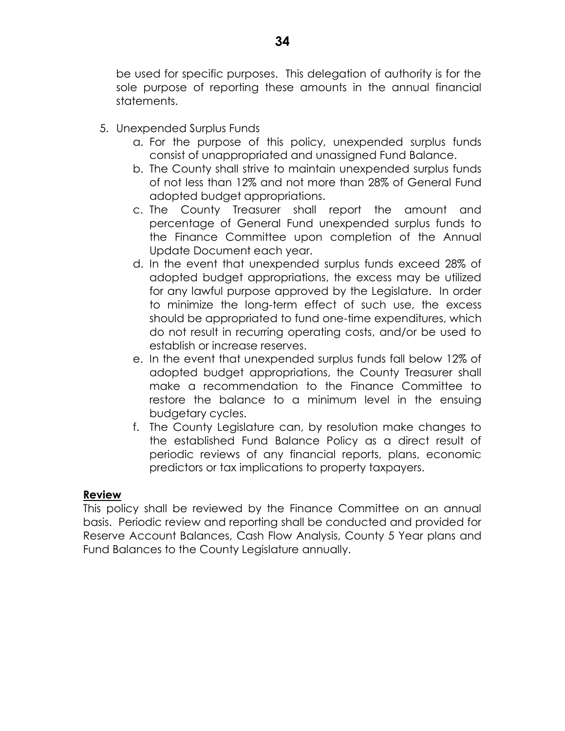be used for specific purposes. This delegation of authority is for the sole purpose of reporting these amounts in the annual financial statements.

5. Unexpended Surplus Funds
   a. For the purpose of this policy, unexpended surplus funds consist of unappropriated and unassigned Fund Balance.
   b. The County shall strive to maintain unexpended surplus funds of not less than 12% and not more than 28% of General Fund adopted budget appropriations.
   c. The County Treasurer shall report the amount and percentage of General Fund unexpended surplus funds to the Finance Committee upon completion of the Annual Update Document each year.
   d. In the event that unexpended surplus funds exceed 28% of adopted budget appropriations, the excess may be utilized for any lawful purpose approved by the Legislature. In order to minimize the long-term effect of such use, the excess should be appropriated to fund one-time expenditures, which do not result in recurring operating costs, and/or be used to establish or increase reserves.
   e. In the event that unexpended surplus funds fall below 12% of adopted budget appropriations, the County Treasurer shall make a recommendation to the Finance Committee to restore the balance to a minimum level in the ensuing budgetary cycles.
   f. The County Legislature can, by resolution make changes to the established Fund Balance Policy as a direct result of periodic reviews of any financial reports, plans, economic predictors or tax implications to property taxpayers.

**Review**

This policy shall be reviewed by the Finance Committee on an annual basis. Periodic review and reporting shall be conducted and provided for Reserve Account Balances, Cash Flow Analysis, County 5 Year plans and Fund Balances to the County Legislature annually.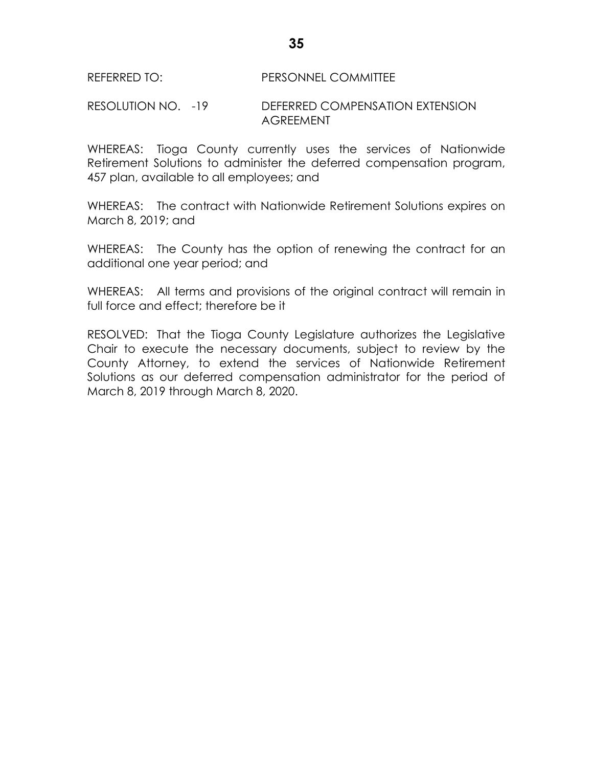REFERRED TO: PERSONNEL COMMITTEE

RESOLUTION NO. -19 DEFERRED COMPENSATION EXTENSION AGREEMENT

WHEREAS: Tioga County currently uses the services of Nationwide Retirement Solutions to administer the deferred compensation program, 457 plan, available to all employees; and

WHEREAS: The contract with Nationwide Retirement Solutions expires on March 8, 2019; and

WHEREAS: The County has the option of renewing the contract for an additional one year period; and

WHEREAS: All terms and provisions of the original contract will remain in full force and effect; therefore be it

RESOLVED: That the Tioga County Legislature authorizes the Legislative Chair to execute the necessary documents, subject to review by the County Attorney, to extend the services of Nationwide Retirement Solutions as our deferred compensation administrator for the period of March 8, 2019 through March 8, 2020.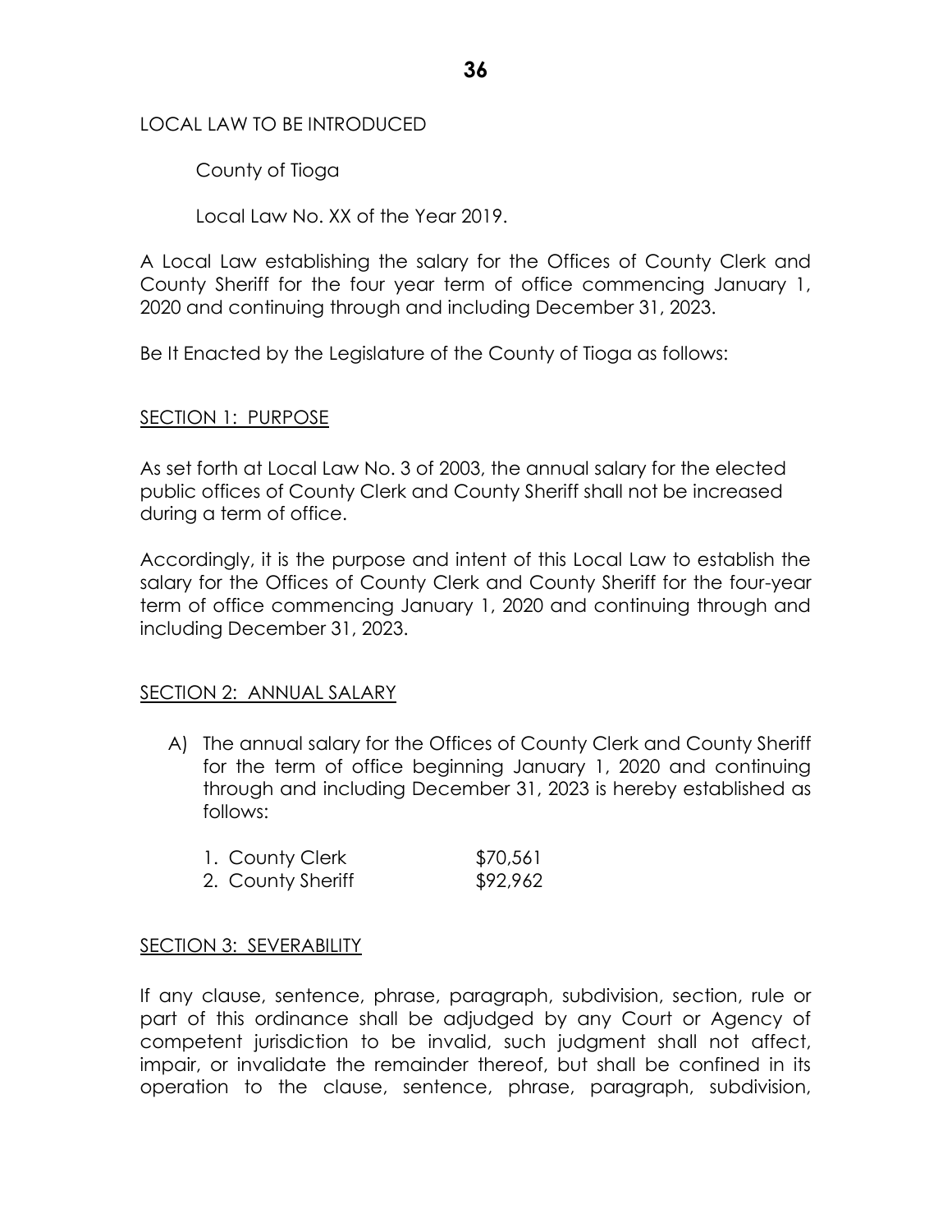LOCAL LAW TO BE INTRODUCED

County of Tioga

Local Law No. XX of the Year 2019.

A Local Law establishing the salary for the Offices of County Clerk and County Sheriff for the four year term of office commencing January 1, 2020 and continuing through and including December 31, 2023.

Be It Enacted by the Legislature of the County of Tioga as follows:

<u>SECTION 1: PURPOSE</u>

As set forth at Local Law No. 3 of 2003, the annual salary for the elected public offices of County Clerk and County Sheriff shall not be increased during a term of office.

Accordingly, it is the purpose and intent of this Local Law to establish the salary for the Offices of County Clerk and County Sheriff for the four-year term of office commencing January 1, 2020 and continuing through and including December 31, 2023.

<u>SECTION 2: ANNUAL SALARY</u>

A) The annual salary for the Offices of County Clerk and County Sheriff for the term of office beginning January 1, 2020 and continuing through and including December 31, 2023 is hereby established as follows:

1. County Clerk $70,561
2. County Sheriff $92,962

<u>SECTION 3: SEVERABILITY</u>

If any clause, sentence, phrase, paragraph, subdivision, section, rule or part of this ordinance shall be adjudged by any Court or Agency of competent jurisdiction to be invalid, such judgment shall not affect, impair, or invalidate the remainder thereof, but shall be confined in its operation to the clause, sentence, phrase, paragraph, subdivision,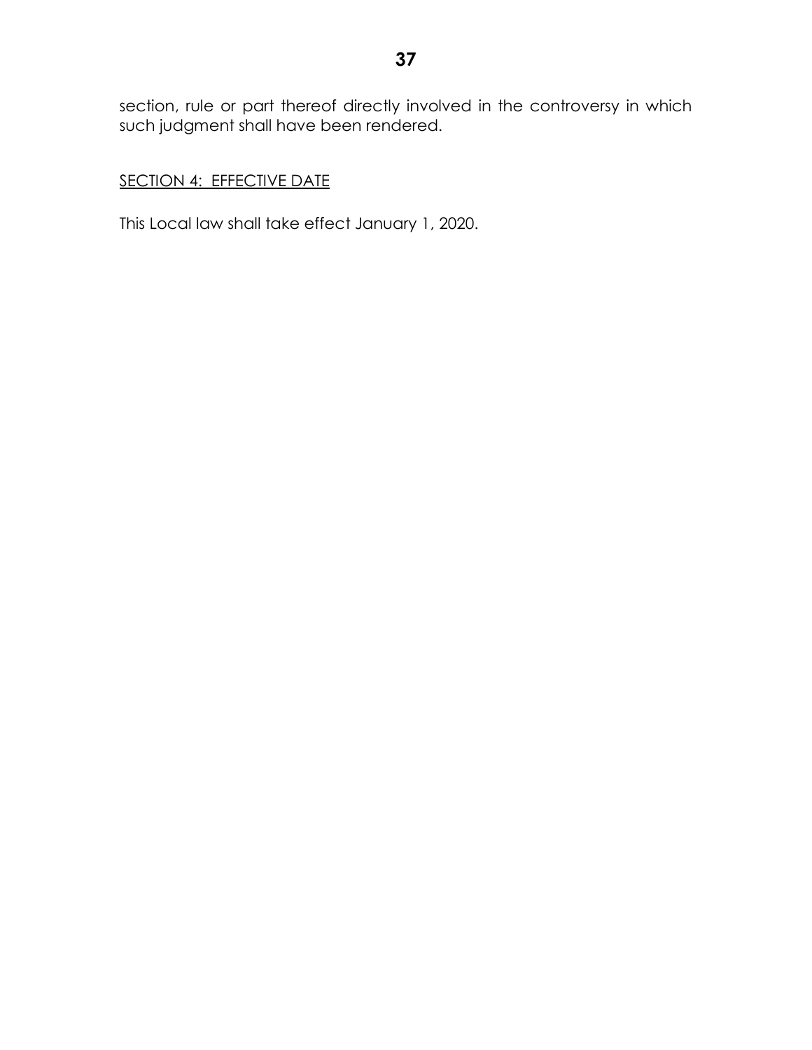section, rule or part thereof directly involved in the controversy in which such judgment shall have been rendered.

SECTION 4: EFFECTIVE DATE

This Local law shall take effect January 1, 2020.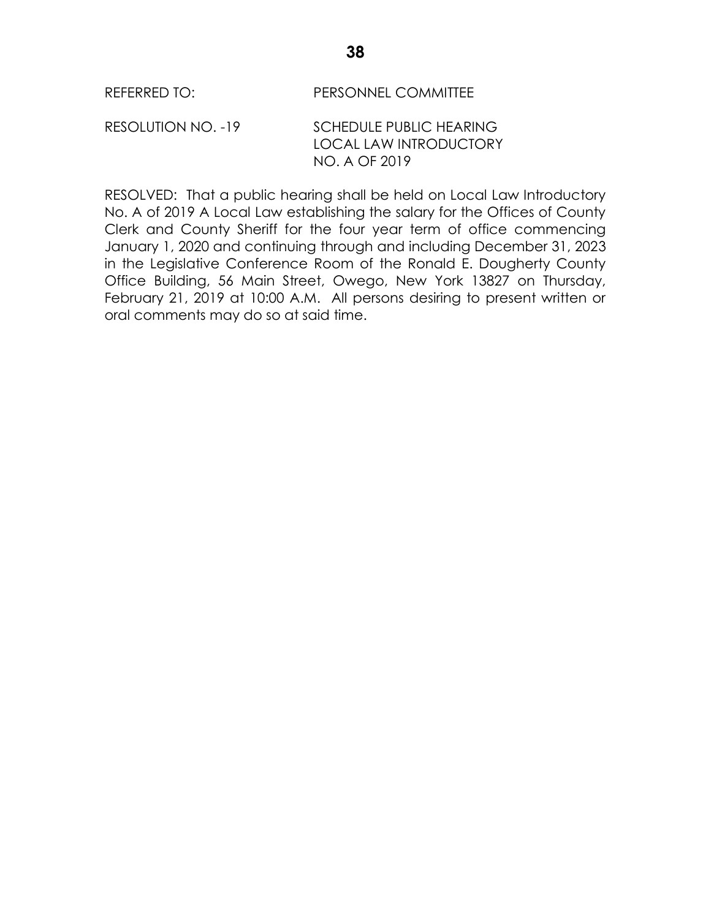REFERRED TO: PERSONNEL COMMITTEE

RESOLUTION NO. -19 SCHEDULE PUBLIC HEARING LOCAL LAW INTRODUCTORY NO. A OF 2019

RESOLVED: That a public hearing shall be held on Local Law Introductory No. A of 2019 A Local Law establishing the salary for the Offices of County Clerk and County Sheriff for the four year term of office commencing January 1, 2020 and continuing through and including December 31, 2023 in the Legislative Conference Room of the Ronald E. Dougherty County Office Building, 56 Main Street, Owego, New York 13827 on Thursday, February 21, 2019 at 10:00 A.M. All persons desiring to present written or oral comments may do so at said time.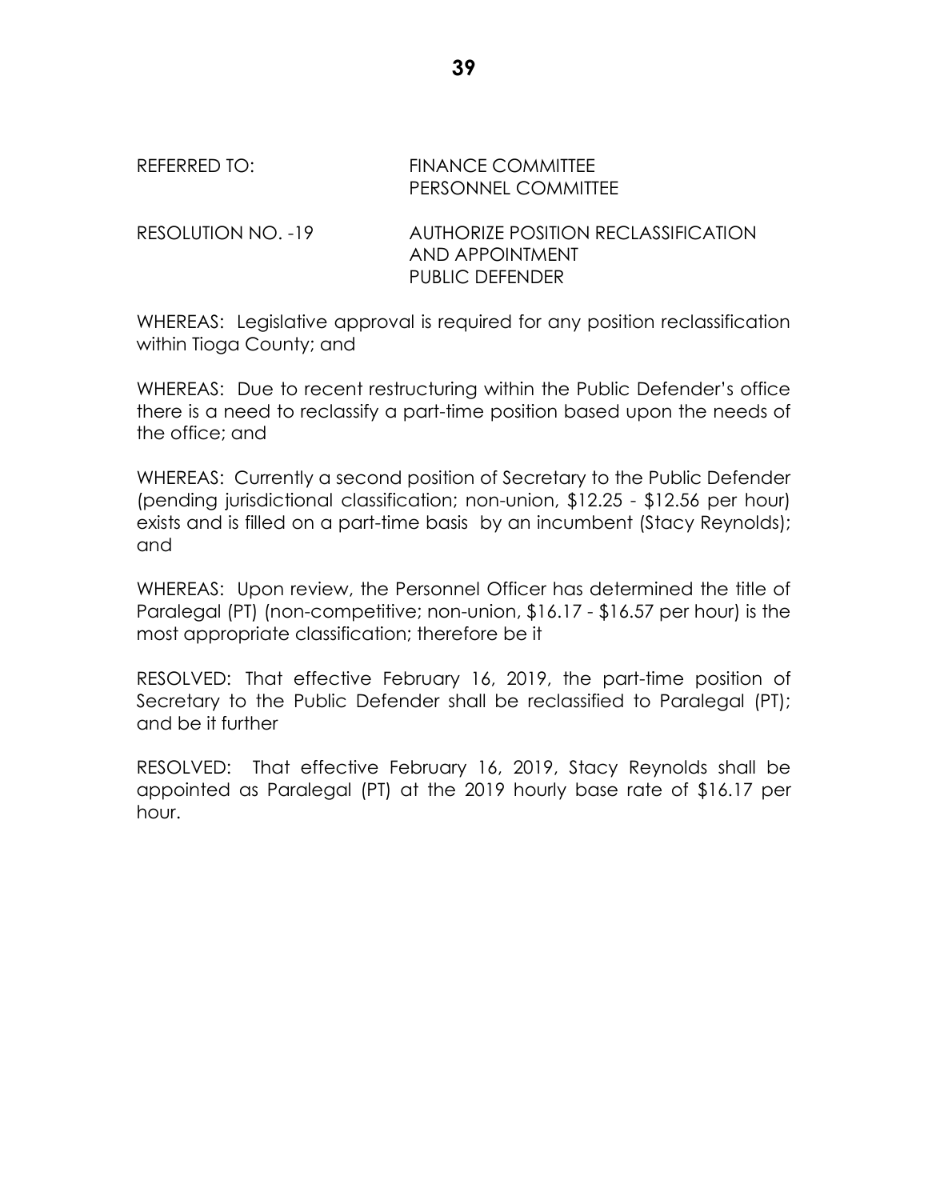REFERRED TO: FINANCE COMMITTEE
PERSONNEL COMMITTEE

RESOLUTION NO. -19 AUTHORIZE POSITION RECLASSIFICATION AND APPOINTMENT
PUBLIC DEFENDER

WHEREAS: Legislative approval is required for any position reclassification within Tioga County; and

WHEREAS: Due to recent restructuring within the Public Defender's office there is a need to reclassify a part-time position based upon the needs of the office; and

WHEREAS: Currently a second position of Secretary to the Public Defender (pending jurisdictional classification; non-union, $12.25 - $12.56 per hour) exists and is filled on a part-time basis by an incumbent (Stacy Reynolds); and

WHEREAS: Upon review, the Personnel Officer has determined the title of Paralegal (PT) (non-competitive; non-union, $16.17 - $16.57 per hour) is the most appropriate classification; therefore be it

RESOLVED: That effective February 16, 2019, the part-time position of Secretary to the Public Defender shall be reclassified to Paralegal (PT); and be it further

RESOLVED: That effective February 16, 2019, Stacy Reynolds shall be appointed as Paralegal (PT) at the 2019 hourly base rate of $16.17 per hour.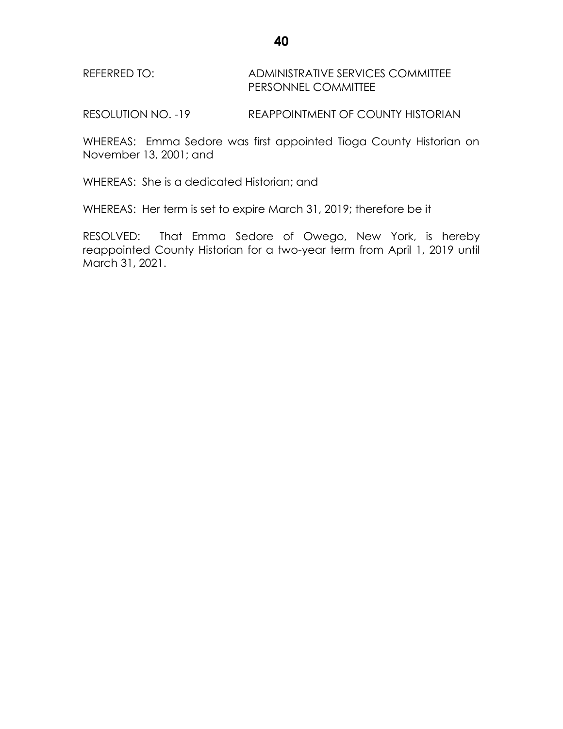REFERRED TO: ADMINISTRATIVE SERVICES COMMITTEE
PERSONNEL COMMITTEE

RESOLUTION NO. -19 REAPPOINTMENT OF COUNTY HISTORIAN

WHEREAS: Emma Sedore was first appointed Tioga County Historian on November 13, 2001; and

WHEREAS: She is a dedicated Historian; and

WHEREAS: Her term is set to expire March 31, 2019; therefore be it

RESOLVED: That Emma Sedore of Owego, New York, is hereby reappointed County Historian for a two-year term from April 1, 2019 until March 31, 2021.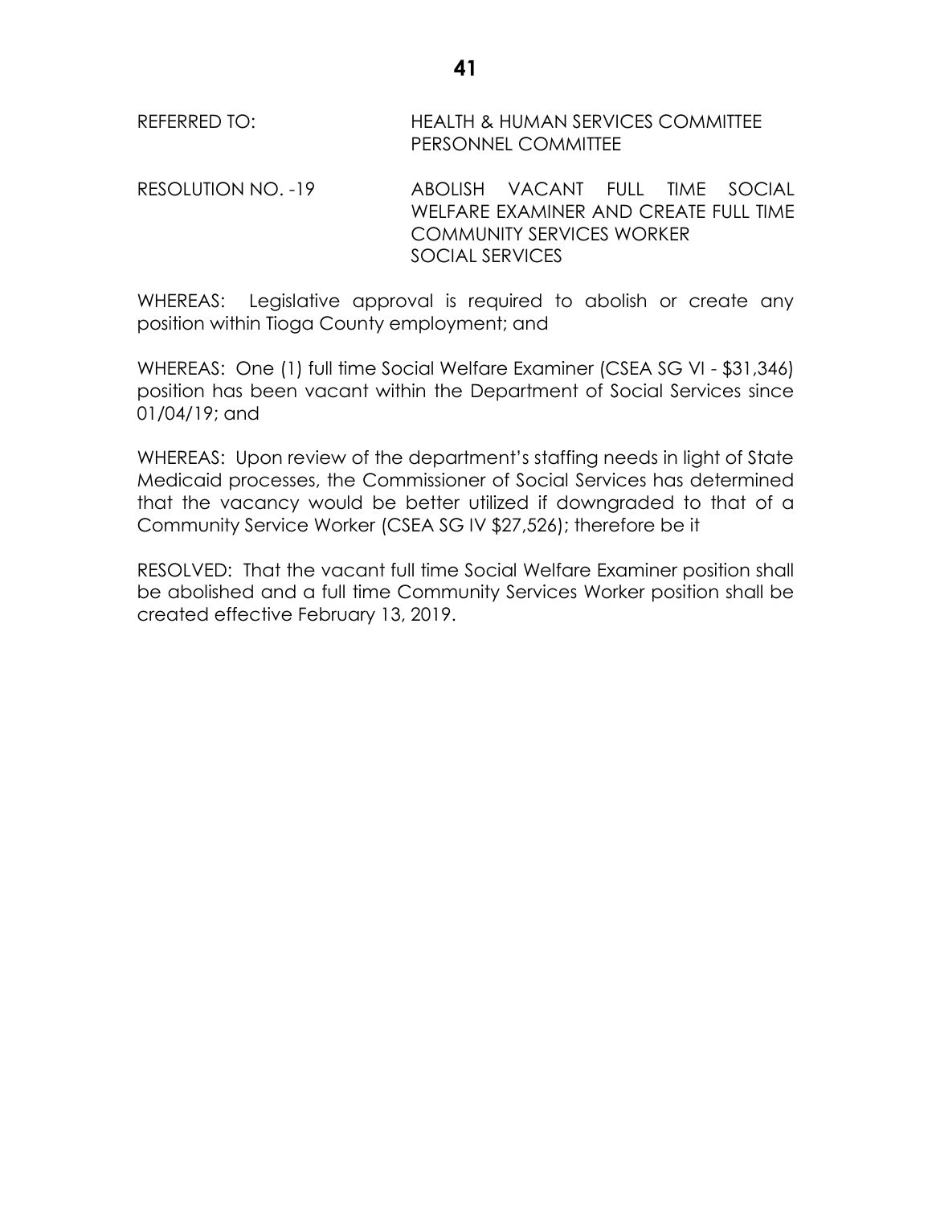REFERRED TO: HEALTH & HUMAN SERVICES COMMITTEE
PERSONNEL COMMITTEE

RESOLUTION NO. -19 ABOLISH VACANT FULL TIME SOCIAL WELFARE EXAMINER AND CREATE FULL TIME COMMUNITY SERVICES WORKER
SOCIAL SERVICES

WHEREAS: Legislative approval is required to abolish or create any position within Tioga County employment; and

WHEREAS: One (1) full time Social Welfare Examiner (CSEA SG VI - $31,346) position has been vacant within the Department of Social Services since 01/04/19; and

WHEREAS: Upon review of the department's staffing needs in light of State Medicaid processes, the Commissioner of Social Services has determined that the vacancy would be better utilized if downgraded to that of a Community Service Worker (CSEA SG IV $27,526); therefore be it

RESOLVED: That the vacant full time Social Welfare Examiner position shall be abolished and a full time Community Services Worker position shall be created effective February 13, 2019.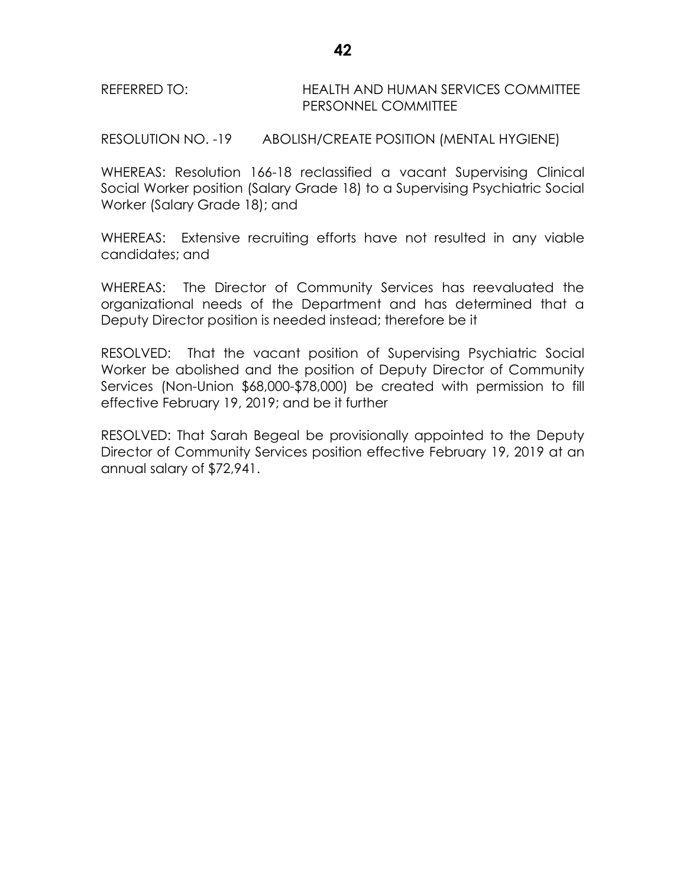REFERRED TO: HEALTH AND HUMAN SERVICES COMMITTEE
PERSONNEL COMMITTEE

RESOLUTION NO. -19 ABOLISH/CREATE POSITION (MENTAL HYGIENE)

WHEREAS: Resolution 166-18 reclassified a vacant Supervising Clinical Social Worker position (Salary Grade 18) to a Supervising Psychiatric Social Worker (Salary Grade 18); and

WHEREAS: Extensive recruiting efforts have not resulted in any viable candidates; and

WHEREAS: The Director of Community Services has reevaluated the organizational needs of the Department and has determined that a Deputy Director position is needed instead; therefore be it

RESOLVED: That the vacant position of Supervising Psychiatric Social Worker be abolished and the position of Deputy Director of Community Services (Non-Union $68,000-$78,000) be created with permission to fill effective February 19, 2019; and be it further

RESOLVED: That Sarah Begeal be provisionally appointed to the Deputy Director of Community Services position effective February 19, 2019 at an annual salary of $72,941.